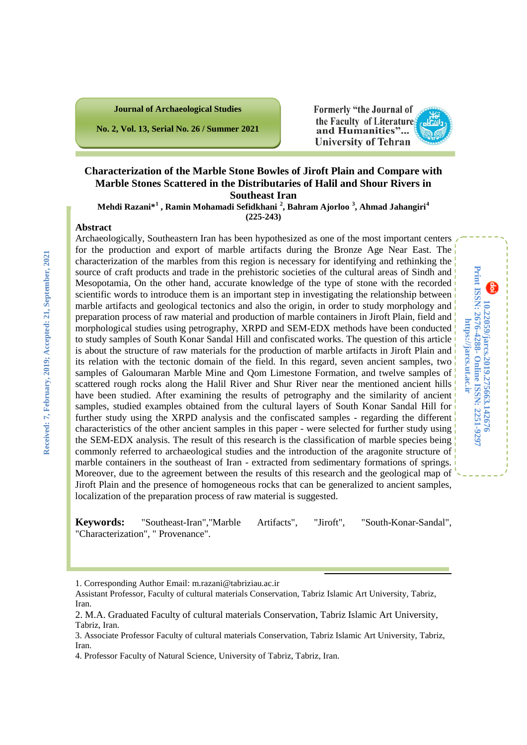# Characterization of the Marble Stone Bowles of Jiroft Plain and Compare with Marble Stones Scattered in the Distributaries of Halil and Shour Rivers in Southeast Iran

**Mehdi Razani*[1], Ramin Mohamadi Sefidkhani [2], Bahram Ajorloo [3], Ahmad Jahangiri[4]**

**(225-243)**

Received: 7, February, 2019; Accepted: 21, September, 2021

10.22059/jarcs.2019.275663.142676

Print ISSN: 2676-4288- Online ISSN: 2251-9297

https://jarcs.ut.ac.ir

## Abstract

Archaeologically, Southeastern Iran has been hypothesized as one of the most important centers for the production and export of marble artifacts during the Bronze Age Near East. The characterization of the marbles from this region is necessary for identifying and rethinking the source of craft products and trade in the prehistoric societies of the cultural areas of Sindh and Mesopotamia, On the other hand, accurate knowledge of the type of stone with the recorded scientific words to introduce them is an important step in investigating the relationship between marble artifacts and geological tectonics and also the origin, in order to study morphology and preparation process of raw material and production of marble containers in Jiroft Plain, field and morphological studies using petrography, XRPD and SEM-EDX methods have been conducted to study samples of South Konar Sandal Hill and confiscated works. The question of this article is about the structure of raw materials for the production of marble artifacts in Jiroft Plain and its relation with the tectonic domain of the field. In this regard, seven ancient samples, two samples of Galoumaran Marble Mine and Qom Limestone Formation, and twelve samples of scattered rough rocks along the Halil River and Shur River near the mentioned ancient hills have been studied. After examining the results of petrography and the similarity of ancient samples, studied examples obtained from the cultural layers of South Konar Sandal Hill for further study using the XRPD analysis and the confiscated samples - regarding the different characteristics of the other ancient samples in this paper - were selected for further study using the SEM-EDX analysis. The result of this research is the classification of marble species being commonly referred to archaeological studies and the introduction of the aragonite structure of marble containers in the southeast of Iran - extracted from sedimentary formations of springs. Moreover, due to the agreement between the results of this research and the geological map of Jiroft Plain and the presence of homogeneous rocks that can be generalized to ancient samples, localization of the preparation process of raw material is suggested.

**Keywords:** "Southeast-Iran","Marble Artifacts", "Jiroft", "South-Konar-Sandal", "Characterization", " Provenance".

---

1. Corresponding Author Email: m.razani@tabriziau.ac.ir
Assistant Professor, Faculty of cultural materials Conservation, Tabriz Islamic Art University, Tabriz, Iran.
2. M.A. Graduated Faculty of cultural materials Conservation, Tabriz Islamic Art University, Tabriz, Iran.
3. Associate Professor Faculty of cultural materials Conservation, Tabriz Islamic Art University, Tabriz, Iran.
4. Professor Faculty of Natural Science, University of Tabriz, Tabriz, Iran.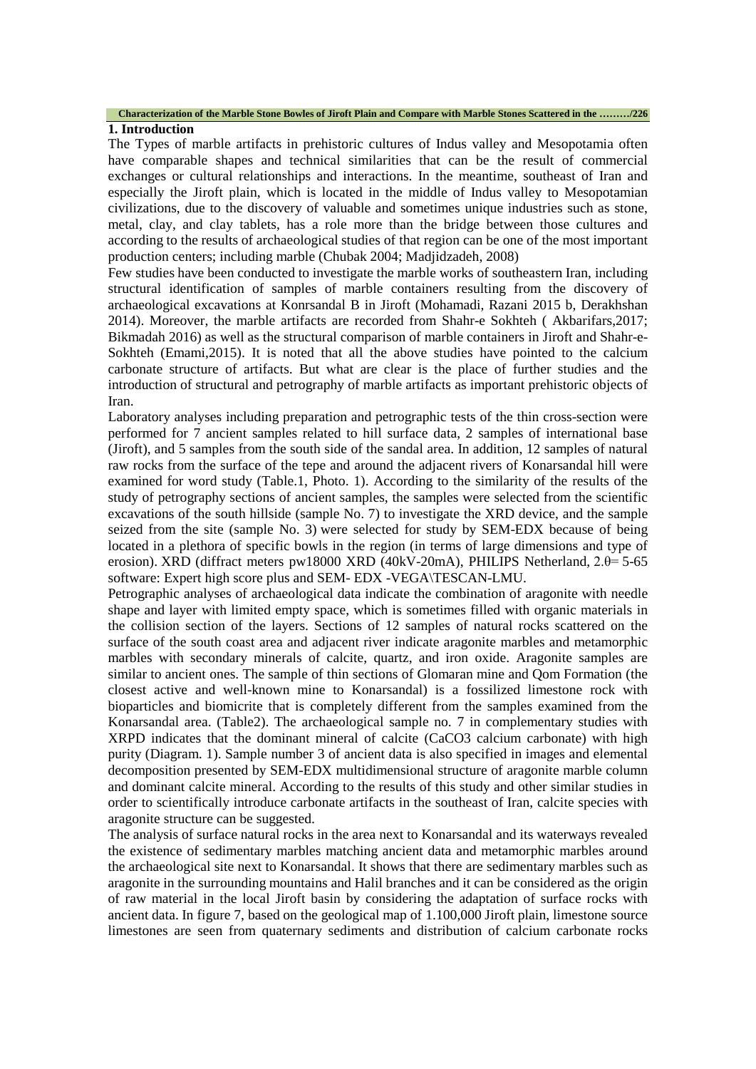## 1. Introduction

The Types of marble artifacts in prehistoric cultures of Indus valley and Mesopotamia often have comparable shapes and technical similarities that can be the result of commercial exchanges or cultural relationships and interactions. In the meantime, southeast of Iran and especially the Jiroft plain, which is located in the middle of Indus valley to Mesopotamian civilizations, due to the discovery of valuable and sometimes unique industries such as stone, metal, clay, and clay tablets, has a role more than the bridge between those cultures and according to the results of archaeological studies of that region can be one of the most important production centers; including marble (Chubak 2004; Madjidzadeh, 2008)

Few studies have been conducted to investigate the marble works of southeastern Iran, including structural identification of samples of marble containers resulting from the discovery of archaeological excavations at Konrsandal B in Jiroft (Mohamadi, Razani 2015 b, Derakhshan 2014). Moreover, the marble artifacts are recorded from Shahr-e Sokhteh ( Akbarifars,2017; Bikmadah 2016) as well as the structural comparison of marble containers in Jiroft and Shahr-e-Sokhteh (Emami,2015). It is noted that all the above studies have pointed to the calcium carbonate structure of artifacts. But what are clear is the place of further studies and the introduction of structural and petrography of marble artifacts as important prehistoric objects of Iran.

Laboratory analyses including preparation and petrographic tests of the thin cross-section were performed for 7 ancient samples related to hill surface data, 2 samples of international base (Jiroft), and 5 samples from the south side of the sandal area. In addition, 12 samples of natural raw rocks from the surface of the tepe and around the adjacent rivers of Konarsandal hill were examined for word study (Table.1, Photo. 1). According to the similarity of the results of the study of petrography sections of ancient samples, the samples were selected from the scientific excavations of the south hillside (sample No. 7) to investigate the XRD device, and the sample seized from the site (sample No. 3) were selected for study by SEM-EDX because of being located in a plethora of specific bowls in the region (in terms of large dimensions and type of erosion). XRD (diffract meters pw18000 XRD (40kV-20mA), PHILIPS Netherland, 2.θ= 5-65 software: Expert high score plus and SEM- EDX -VEGA\TESCAN-LMU.

Petrographic analyses of archaeological data indicate the combination of aragonite with needle shape and layer with limited empty space, which is sometimes filled with organic materials in the collision section of the layers. Sections of 12 samples of natural rocks scattered on the surface of the south coast area and adjacent river indicate aragonite marbles and metamorphic marbles with secondary minerals of calcite, quartz, and iron oxide. Aragonite samples are similar to ancient ones. The sample of thin sections of Glomaran mine and Qom Formation (the closest active and well-known mine to Konarsandal) is a fossilized limestone rock with bioparticles and biomicrite that is completely different from the samples examined from the Konarsandal area. (Table2). The archaeological sample no. 7 in complementary studies with XRPD indicates that the dominant mineral of calcite ($CaCO_3$ calcium carbonate) with high purity (Diagram. 1). Sample number 3 of ancient data is also specified in images and elemental decomposition presented by SEM-EDX multidimensional structure of aragonite marble column and dominant calcite mineral. According to the results of this study and other similar studies in order to scientifically introduce carbonate artifacts in the southeast of Iran, calcite species with aragonite structure can be suggested.

The analysis of surface natural rocks in the area next to Konarsandal and its waterways revealed the existence of sedimentary marbles matching ancient data and metamorphic marbles around the archaeological site next to Konarsandal. It shows that there are sedimentary marbles such as aragonite in the surrounding mountains and Halil branches and it can be considered as the origin of raw material in the local Jiroft basin by considering the adaptation of surface rocks with ancient data. In figure 7, based on the geological map of 1.100,000 Jiroft plain, limestone source limestones are seen from quaternary sediments and distribution of calcium carbonate rocks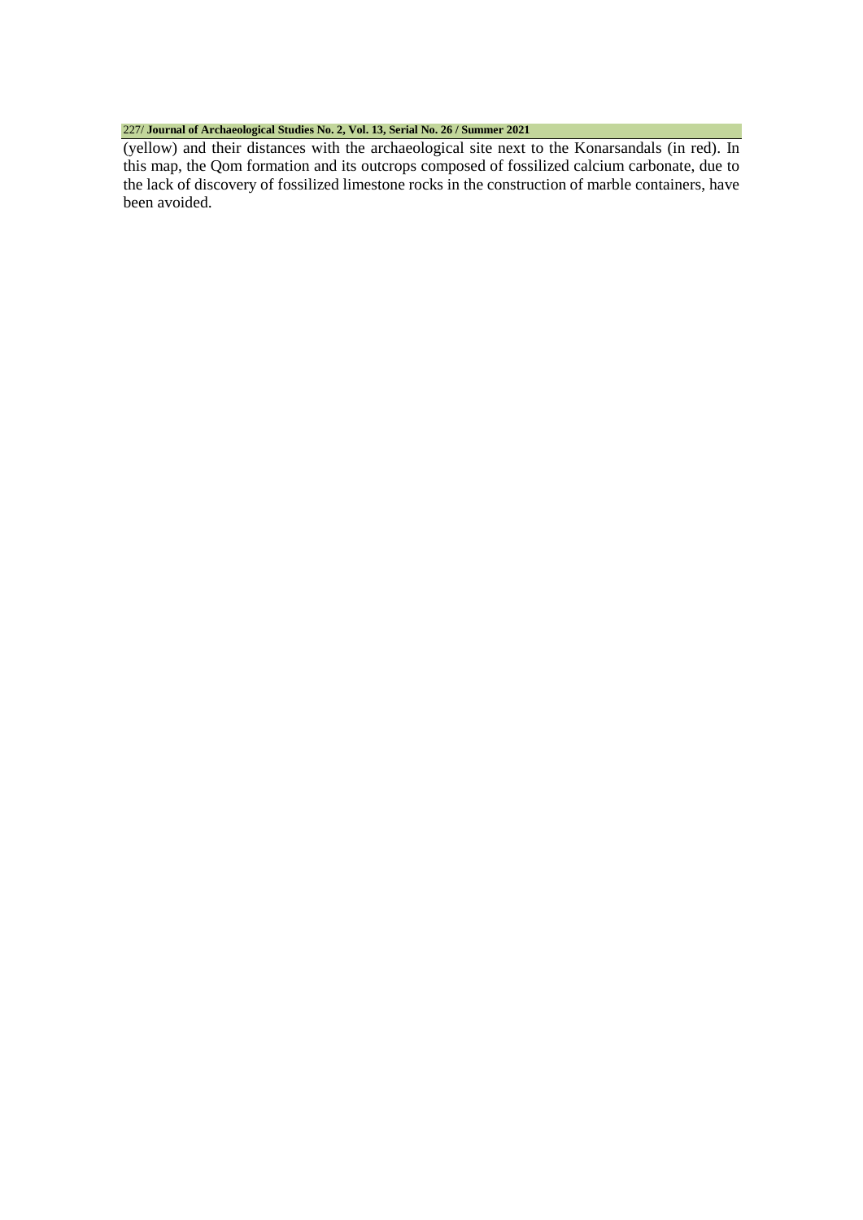(yellow) and their distances with the archaeological site next to the Konarsandals (in red). In this map, the Qom formation and its outcrops composed of fossilized calcium carbonate, due to the lack of discovery of fossilized limestone rocks in the construction of marble containers, have been avoided.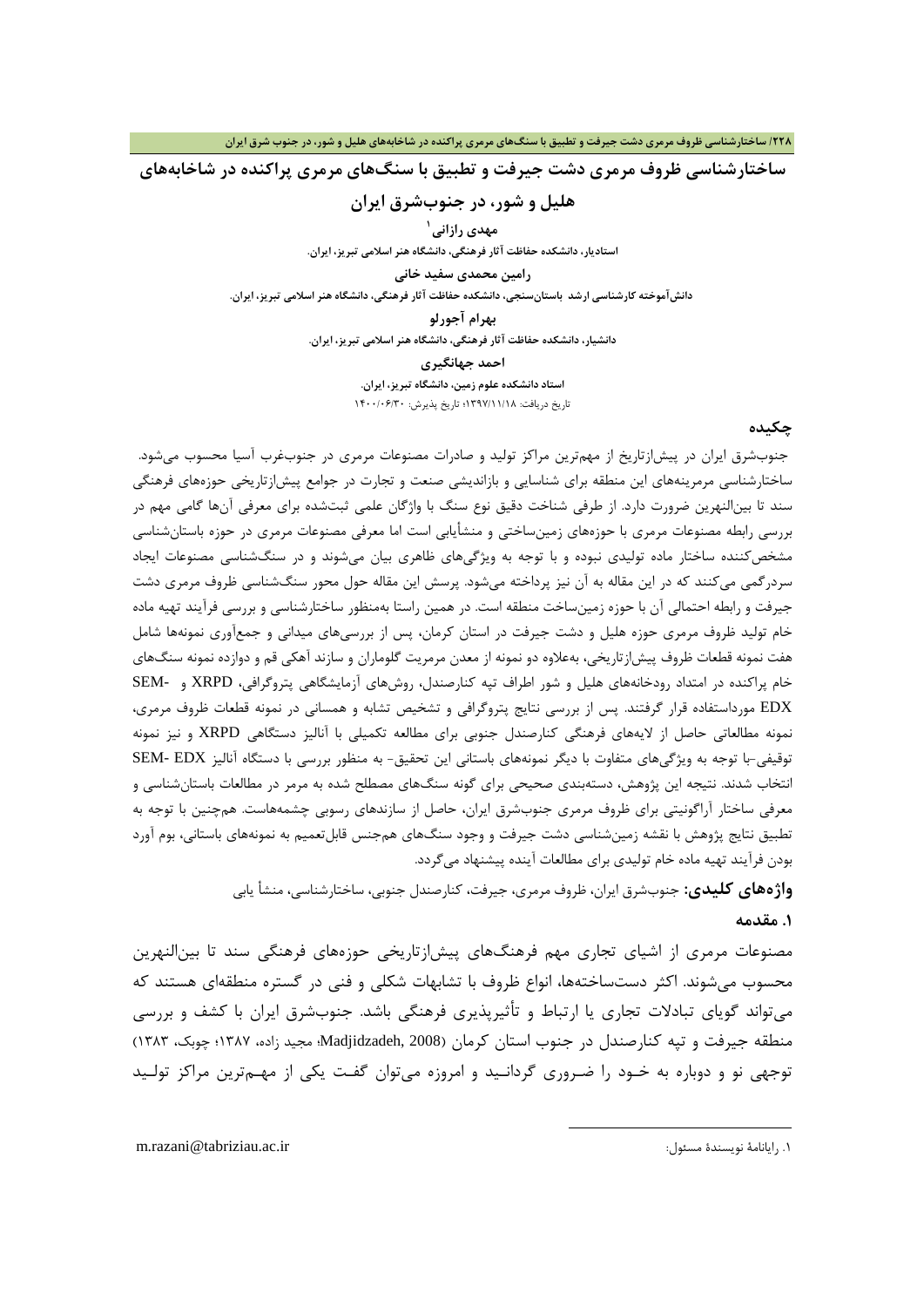# ساختارشناسی ظروف مرمری دشت جیرفت و تطبیق با سنگ‌های مرمری پراکنده در شاخابه‌های هلیل و شور، در جنوب‌شرق ایران

**مهدی رازانی**[1]

استادیار، دانشکده حفاظت آثار فرهنگی، دانشگاه هنر اسلامی تبریز، ایران.

**رامین محمدی سفید خانی**

دانش‌آموخته کارشناسی ارشد باستان‌سنجی، دانشکده حفاظت آثار فرهنگی، دانشگاه هنر اسلامی تبریز، ایران.

**بهرام آجورلو**

دانشیار، دانشکده حفاظت آثار فرهنگی، دانشگاه هنر اسلامی تبریز، ایران.

**احمد جهانگیری**

استاد دانشکده علوم زمین، دانشگاه تبریز، ایران.

تاریخ دریافت: ۱۳۹۷/۱۱/۱۸؛ تاریخ پذیرش: ۱۴۰۰/۰۶/۳۰

## چکیده

جنوب‌شرق ایران در پیش‌ازتاریخ از مهم‌ترین مراکز تولید و صادرات مصنوعات مرمری در جنوب‌غرب آسیا محسوب می‌شود. ساختارشناسی مرمرینه‌های این منطقه برای شناسایی و بازاندیشی صنعت و تجارت در جوامع پیش‌ازتاریخی حوزه‌های فرهنگی سند تا بین‌النهرین ضرورت دارد. از طرفی شناخت دقیق نوع سنگ با واژگان علمی ثبت‌شده برای معرفی آن‌ها گامی مهم در بررسی رابطه مصنوعات مرمری با حوزه‌های زمین‌ساختی و منشأیابی است اما معرفی مصنوعات مرمری در حوزه باستان‌شناسی مشخص‌کننده ساختار ماده تولیدی نبوده و با توجه به ویژگی‌های ظاهری بیان می‌شوند و در سنگ‌شناسی مصنوعات ایجاد سردرگمی می‌کنند که در این مقاله به آن نیز پرداخته می‌شود. پرسش این مقاله حول محور سنگ‌شناسی ظروف مرمری دشت جیرفت و رابطه احتمالی آن با حوزه زمین‌ساخت منطقه است. در همین راستا به‌منظور ساختارشناسی و بررسی فرآیند تهیه ماده خام تولید ظروف مرمری حوزه هلیل و دشت جیرفت در استان کرمان، پس از بررسی‌های میدانی و جمع‌آوری نمونه‌ها شامل هفت نمونه قطعات ظروف پیش‌ازتاریخی، به‌علاوه دو نمونه از معدن مرمریت گلوماران و سازند آهکی قم و دوازده نمونه سنگ‌های خام پراکنده در امتداد رودخانه‌های هلیل و شور اطراف تپه کنارصندل، روش‌های آزمایشگاهی پتروگرافی، XRPD و SEM-EDX مورداستفاده قرار گرفتند. پس از بررسی نتایج پتروگرافی و تشخیص تشابه و همسانی در نمونه قطعات ظروف مرمری، نمونه مطالعاتی حاصل از لایه‌های فرهنگی کنارصندل جنوبی برای مطالعه تکمیلی با آنالیز دستگاهی XRPD و نیز نمونه توقیفی-با توجه به ویژگی‌های متفاوت با دیگر نمونه‌های باستانی این تحقیق- به منظور بررسی با دستگاه آنالیز SEM- EDX انتخاب شدند. نتیجه این پژوهش، دسته‌بندی صحیحی برای گونه سنگ‌های مصطلح شده به مرمر در مطالعات باستان‌شناسی و معرفی ساختار آراگونیتی برای ظروف مرمری جنوب‌شرق ایران، حاصل از سازندهای رسوبی چشمه‌هاست. همچنین با توجه به تطبیق نتایج پژوهش با نقشه زمین‌شناسی دشت جیرفت و وجود سنگ‌های هم‌جنس قابل‌تعمیم به نمونه‌های باستانی، بوم آورد بودن فرآیند تهیه ماده خام تولیدی برای مطالعات آینده پیشنهاد می‌گردد.

**واژه‌های کلیدی:** جنوب‌شرق ایران، ظروف مرمری، جیرفت، کنارصندل جنوبی، ساختارشناسی، منشأ یابی

## ۱. مقدمه

مصنوعات مرمری از اشیای تجاری مهم فرهنگ‌های پیش‌ازتاریخی حوزه‌های فرهنگی سند تا بین‌النهرین محسوب می‌شوند. اکثر دست‌ساخته‌ها، انواع ظروف با تشابهات شکلی و فنی در گستره منطقه‌ای هستند که می‌تواند گویای تبادلات تجاری یا ارتباط و تأثیرپذیری فرهنگی باشد. جنوب‌شرق ایران با کشف و بررسی منطقه جیرفت و تپه کنارصندل در جنوب استان کرمان (Madjidzadeh, 2008؛ مجید زاده، ۱۳۸۷؛ چوبک، ۱۳۸۳) توجهی نو و دوباره به خود را ضروری گردانید و امروزه می‌توان گفت یکی از مهم‌ترین مراکز تولید

---

[1]. رایانامهٔ نویسندهٔ مسئول: m.razani@tabriziau.ac.ir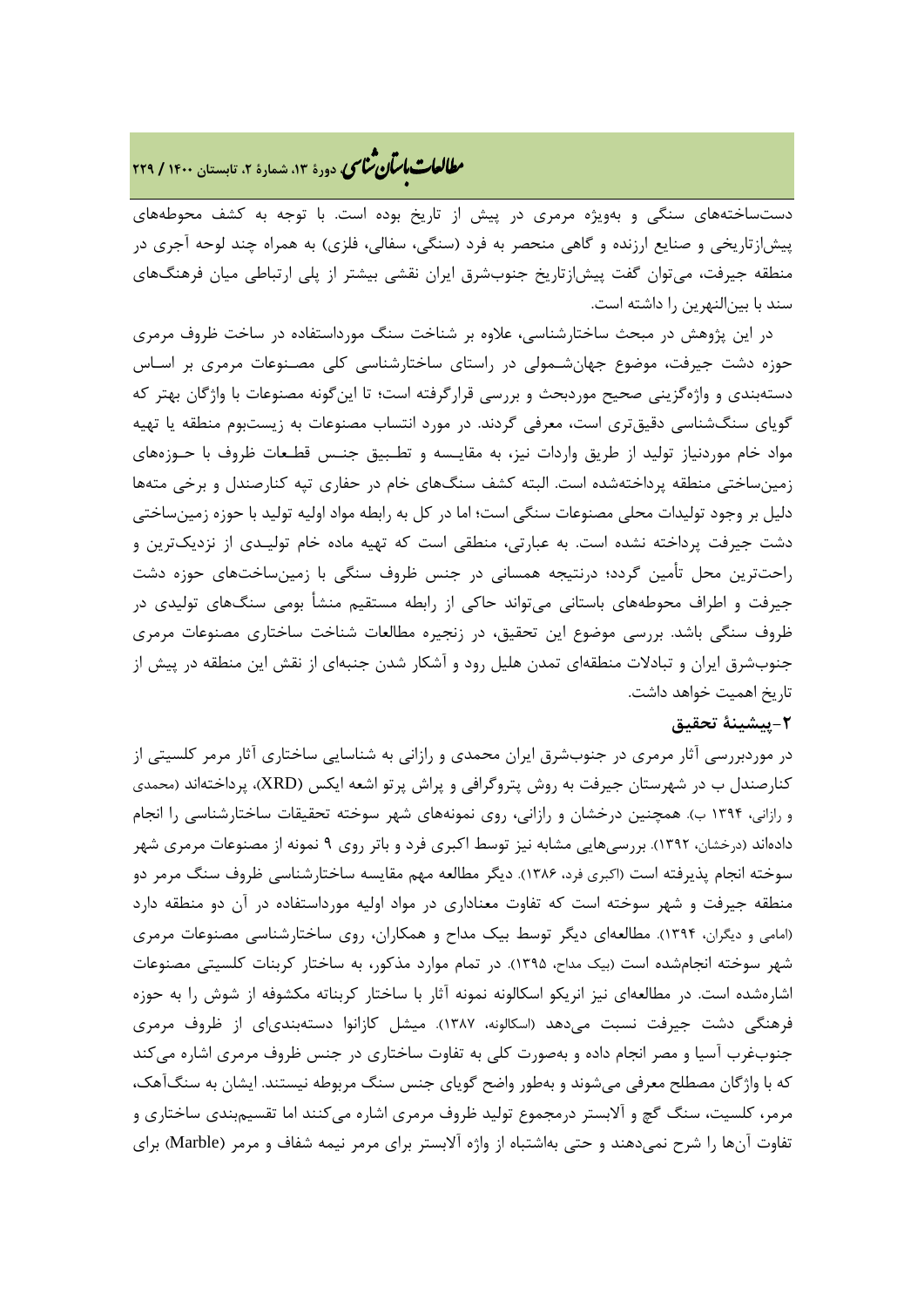دست‌ساخته‌های سنگی و به‌ویژه مرمری در پیش از تاریخ بوده است. با توجه به کشف محوطه‌های پیش‌ازتاریخی و صنایع ارزنده و گاهی منحصر به فرد (سنگی، سفالی، فلزی) به همراه چند لوحه آجری در منطقه جیرفت، می‌توان گفت پیش‌ازتاریخ جنوب‌شرق ایران نقشی بیشتر از پلی ارتباطی میان فرهنگ‌های سند با بین‌النهرین را داشته است.

در این پژوهش در مبحث ساختارشناسی، علاوه بر شناخت سنگ مورداستفاده در ساخت ظروف مرمری حوزه دشت جیرفت، موضوع جهان‌شمولی در راستای ساختارشناسی کلی مصنوعات مرمری بر اساس دسته‌بندی و واژه‌گزینی صحیح موردبحث و بررسی قرارگرفته است؛ تا این‌گونه مصنوعات با واژگان بهتر که گویای سنگ‌شناسی دقیق‌تری است، معرفی گردند. در مورد انتساب مصنوعات به زیست‌بوم منطقه یا تهیه مواد خام موردنیاز تولید از طریق واردات نیز، به مقایسه و تطبیق جنس قطعات ظروف با حوزه‌های زمین‌ساختی منطقه پرداخته‌شده است. البته کشف سنگ‌های خام در حفاری تپه کنارصندل و برخی مته‌ها دلیل بر وجود تولیدات محلی مصنوعات سنگی است؛ اما در کل به رابطه مواد اولیه تولید با حوزه زمین‌ساختی دشت جیرفت پرداخته نشده است. به عبارتی، منطقی است که تهیه ماده خام تولیدی از نزدیک‌ترین و راحت‌ترین محل تأمین گردد؛ درنتیجه همسانی در جنس ظروف سنگی با زمین‌ساخت‌های حوزه دشت جیرفت و اطراف محوطه‌های باستانی می‌تواند حاکی از رابطه مستقیم منشأ بومی سنگ‌های تولیدی در ظروف سنگی باشد. بررسی موضوع این تحقیق، در زنجیره مطالعات شناخت ساختاری مصنوعات مرمری جنوب‌شرق ایران و تبادلات منطقه‌ای تمدن هلیل رود و آشکار شدن جنبه‌ای از نقش این منطقه در پیش از تاریخ اهمیت خواهد داشت.

## ۲-پیشینهٔ تحقیق

در موردبررسی آثار مرمری در جنوب‌شرق ایران محمدی و رازانی به شناسایی ساختاری آثار مرمر کلسیتی از کنارصندل ب در شهرستان جیرفت به روش پتروگرافی و پراش پرتو اشعه ایکس (XRD)، پرداخته‌اند (محمدی و رازانی، ۱۳۹۴ ب). همچنین درخشان و رازانی، روی نمونه‌های شهر سوخته تحقیقات ساختارشناسی را انجام داده‌اند (درخشان، ۱۳۹۲). بررسی‌هایی مشابه نیز توسط اکبری فرد و باتر روی ۹ نمونه از مصنوعات مرمری شهر سوخته انجام پذیرفته است (اکبری فرد، ۱۳۸۶). دیگر مطالعه مهم مقایسه ساختارشناسی ظروف سنگ مرمر دو منطقه جیرفت و شهر سوخته است که تفاوت معناداری در مواد اولیه مورداستفاده در آن دو منطقه دارد (امامی و دیگران، ۱۳۹۴). مطالعه‌ای دیگر توسط بیک مداح و همکاران، روی ساختارشناسی مصنوعات مرمری شهر سوخته انجام‌شده است (بیک مداح، ۱۳۹۵). در تمام موارد مذکور، به ساختار کربنات کلسیتی مصنوعات اشاره‌شده است. در مطالعه‌ای نیز انریکو اسکالونه نمونه آثار با ساختار کربناته مکشوفه از شوش را به حوزه فرهنگی دشت جیرفت نسبت می‌دهد (اسکالونه، ۱۳۸۷). میشل کازانوا دسته‌بندی‌ای از ظروف مرمری جنوب‌غرب آسیا و مصر انجام داده و به‌صورت کلی به تفاوت ساختاری در جنس ظروف مرمری اشاره می‌کند که با واژگان مصطلح معرفی می‌شوند و به‌طور واضح گویای جنس سنگ مربوطه نیستند. ایشان به سنگ‌آهک، مرمر، کلسیت، سنگ گچ و آلابستر درمجموع تولید ظروف مرمری اشاره می‌کنند اما تقسیم‌بندی ساختاری و تفاوت آن‌ها را شرح نمی‌دهند و حتی به‌اشتباه از واژه آلابستر برای مرمر نیمه شفاف و مرمر (Marble) برای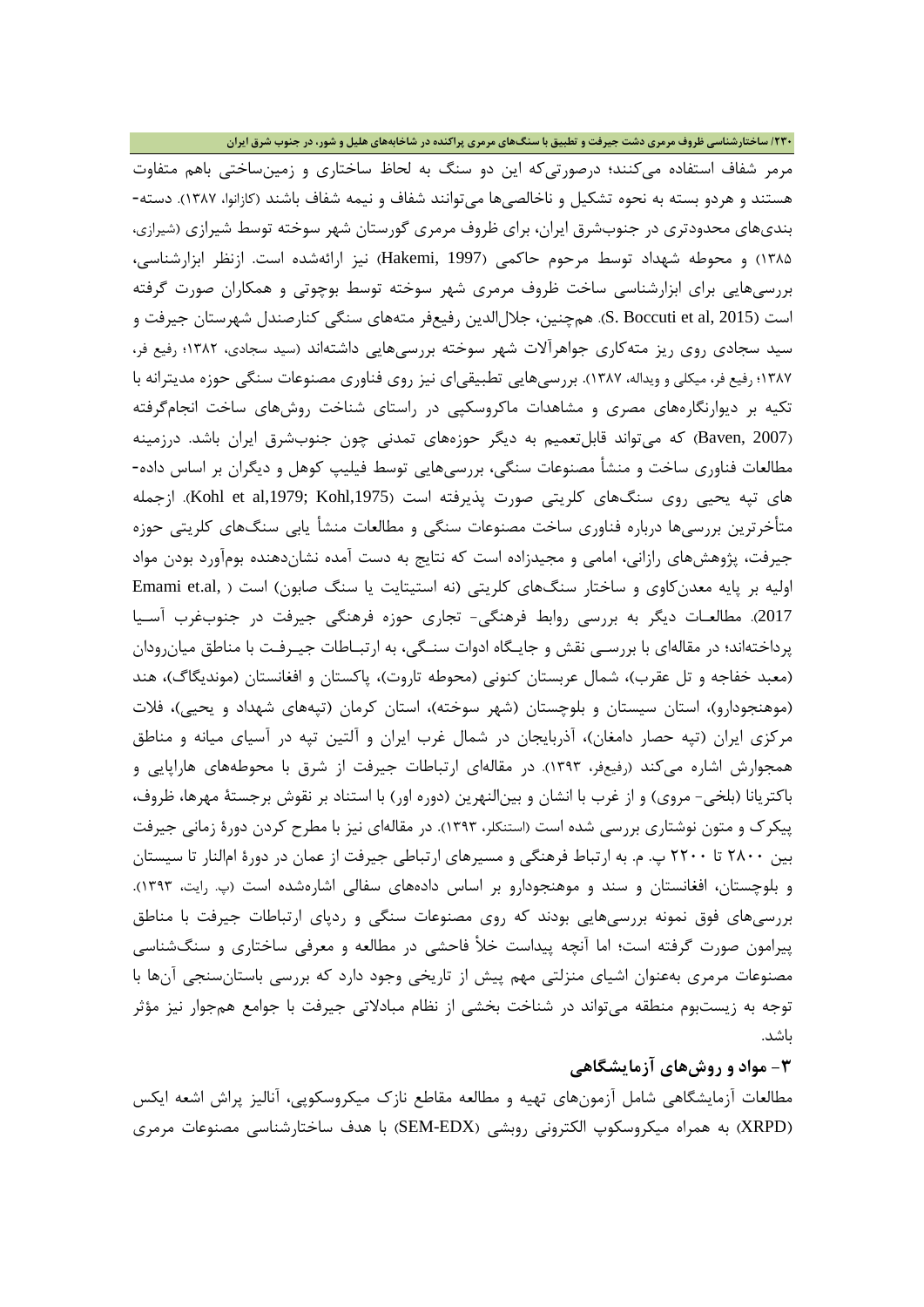مرمر شفاف استفاده می‌کنند؛ درصورتی‌که این دو سنگ به لحاظ ساختاری و زمین‌ساختی باهم متفاوت هستند و هردو بسته به نحوه تشکیل و ناخالصی‌ها می‌توانند شفاف و نیمه شفاف باشند (کازانوا، ۱۳۸۷). دسته‌بندی‌های محدودتری در جنوب‌شرق ایران، برای ظروف مرمری گورستان شهر سوخته توسط شیرازی (شیرازی، ۱۳۸۵) و محوطه شهداد توسط مرحوم حاکمی (Hakemi, 1997) نیز ارائه‌شده است. ازنظر ابزارشناسی، بررسی‌هایی برای ابزارشناسی ساخت ظروف مرمری شهر سوخته توسط بوچوتی و همکاران صورت گرفته است (S. Boccuti et al, 2015). هم‌چنین، جلال‌الدین رفیع‌فر مته‌های سنگی کنارصندل شهرستان جیرفت و سید سجادی روی ریز مته‌کاری جواهرآلات شهر سوخته بررسی‌هایی داشته‌اند (سید سجادی، ۱۳۸۲؛ رفیع فر، ۱۳۸۷؛ رفیع فر، میکلی و ویداله، ۱۳۸۷). بررسی‌هایی تطبیقی‌ای نیز روی فناوری مصنوعات سنگی حوزه مدیترانه با تکیه بر دیوارنگاره‌های مصری و مشاهدات ماکروسکپی در راستای شناخت روش‌های ساخت انجام‌گرفته (Baven, 2007) که می‌تواند قابل‌تعمیم به دیگر حوزه‌های تمدنی چون جنوب‌شرق ایران باشد. درزمینه مطالعات فناوری ساخت و منشأ مصنوعات سنگی، بررسی‌هایی توسط فیلیپ کوهل و دیگران بر اساس داده‌های تپه یحیی روی سنگ‌های کلریتی صورت پذیرفته است (Kohl et al,1979; Kohl,1975). ازجمله متأخرترین بررسی‌ها درباره فناوری ساخت مصنوعات سنگی و مطالعات منشأ یابی سنگ‌های کلریتی حوزه جیرفت، پژوهش‌های رازانی، امامی و مجیدزاده است که نتایج به دست آمده نشان‌دهنده بوم‌آورد بودن مواد اولیه بر پایه معدن‌کاوی و ساختار سنگ‌های کلریتی (نه استیتایت یا سنگ صابون) است (Emami et.al, 2017). مطالعات دیگر به بررسی روابط فرهنگی- تجاری حوزه فرهنگی جیرفت در جنوب‌غرب آسیا پرداخته‌اند؛ در مقاله‌ای با بررسی نقش و جایگاه ادوات سنگی، به ارتباطات جیرفت با مناطق میان‌رودان (معبد خفاجه و تل عقرب)، شمال عربستان کنونی (محوطه تاروت)، پاکستان و افغانستان (موندیگاگ)، هند (موهنجودارو)، استان سیستان و بلوچستان (شهر سوخته)، استان کرمان (تپه‌های شهداد و یحیی)، فلات مرکزی ایران (تپه حصار دامغان)، آذربایجان در شمال غرب ایران و آلتین تپه در آسیای میانه و مناطق همجوارش اشاره می‌کند (رفیع‌فر، ۱۳۹۳). در مقاله‌ای ارتباطات جیرفت از شرق با محوطه‌های هاراپایی و باکتریانا (بلخی- مروی) و از غرب با انشان و بین‌النهرین (دوره اور) با استناد بر نقوش برجستهٔ مهرها، ظروف، پیکرک و متون نوشتاری بررسی شده است (استنکلر، ۱۳۹۳). در مقاله‌ای نیز با مطرح کردن دورهٔ زمانی جیرفت بین ۲۸۰۰ تا ۲۲۰۰ پ. م. به ارتباط فرهنگی و مسیرهای ارتباطی جیرفت از عمان در دورهٔ ام‌النار تا سیستان و بلوچستان، افغانستان و سند و موهنجودارو بر اساس داده‌های سفالی اشاره‌شده است (پ. رایت، ۱۳۹۳). بررسی‌های فوق نمونه بررسی‌هایی بودند که روی مصنوعات سنگی و ردپای ارتباطات جیرفت با مناطق پیرامون صورت گرفته است؛ اما آنچه پیداست خلأ فاحشی در مطالعه و معرفی ساختاری و سنگ‌شناسی مصنوعات مرمری به‌عنوان اشیای منزلتی مهم پیش از تاریخی وجود دارد که بررسی باستان‌سنجی آن‌ها با توجه به زیست‌بوم منطقه می‌تواند در شناخت بخشی از نظام مبادلاتی جیرفت با جوامع هم‌جوار نیز مؤثر باشد.

## ۳- مواد و روش‌های آزمایشگاهی

مطالعات آزمایشگاهی شامل آزمون‌های تهیه و مطالعه مقاطع نازک میکروسکوپی، آنالیز پراش اشعه ایکس (XRPD) به همراه میکروسکوپ الکترونی روبشی (SEM-EDX) با هدف ساختارشناسی مصنوعات مرمری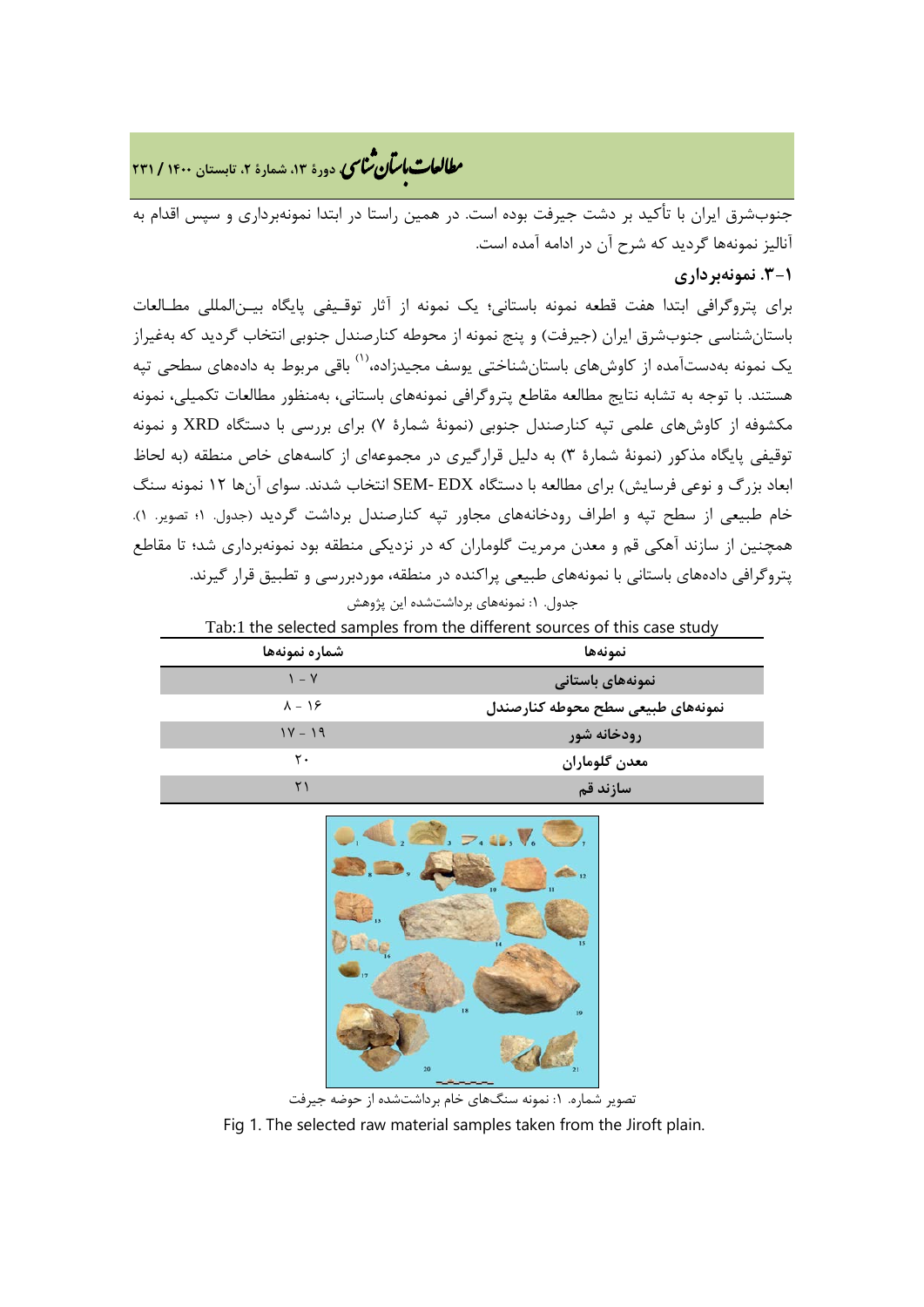جنوب‌شرق ایران با تأکید بر دشت جیرفت بوده است. در همین راستا در ابتدا نمونه‌برداری و سپس اقدام به آنالیز نمونه‌ها گردید که شرح آن در ادامه آمده است.

### ۳-۱. نمونه‌برداری

برای پتروگرافی ابتدا هفت قطعه نمونه باستانی؛ یک نمونه از آثار توقیفی پایگاه بین‌المللی مطالعات باستان‌شناسی جنوب‌شرق ایران (جیرفت) و پنج نمونه از محوطه کنارصندل جنوبی انتخاب گردید که به‌غیراز یک نمونه به‌دست‌آمده از کاوش‌های باستان‌شناختی یوسف مجیدزاده،[۱] باقی مربوط به داده‌های سطحی تپه هستند. با توجه به تشابه نتایج مطالعه مقاطع پتروگرافی نمونه‌های باستانی، به‌منظور مطالعات تکمیلی، نمونه مکشوفه از کاوش‌های علمی تپه کنارصندل جنوبی (نمونهٔ شمارهٔ ۷) برای بررسی با دستگاه XRD و نمونه توقیفی پایگاه مذکور (نمونهٔ شمارهٔ ۳) به دلیل قرارگیری در مجموعه‌ای از کاسه‌های خاص منطقه (به لحاظ ابعاد بزرگ و نوعی فرسایش) برای مطالعه با دستگاه SEM- EDX انتخاب شدند. سوای آن‌ها ۱۲ نمونه سنگ خام طبیعی از سطح تپه و اطراف رودخانه‌های مجاور تپه کنارصندل برداشت گردید (جدول. ۱؛ تصویر. ۱). همچنین از سازند آهکی قم و معدن مرمریت گلوماران که در نزدیکی منطقه بود نمونه‌برداری شد؛ تا مقاطع پتروگرافی داده‌های باستانی با نمونه‌های طبیعی پراکنده در منطقه، موردبررسی و تطبیق قرار گیرند.

جدول. ۱: نمونه‌های برداشت‌شده این پژوهش

Tab:1 the selected samples from the different sources of this case study

| نمونه‌ها | شماره نمونه‌ها |
|---|---|
| نمونه‌های باستانی | ۱ - ۷ |
| نمونه‌های طبیعی سطح محوطه کنارصندل | ۸ - ۱۶ |
| رودخانه شور | ۱۷ - ۱۹ |
| معدن گلوماران | ۲۰ |
| سازند قم | ۲۱ |

تصویر شماره. ۱: نمونه سنگ‌های خام برداشت‌شده از حوضه جیرفت

Fig 1. The selected raw material samples taken from the Jiroft plain.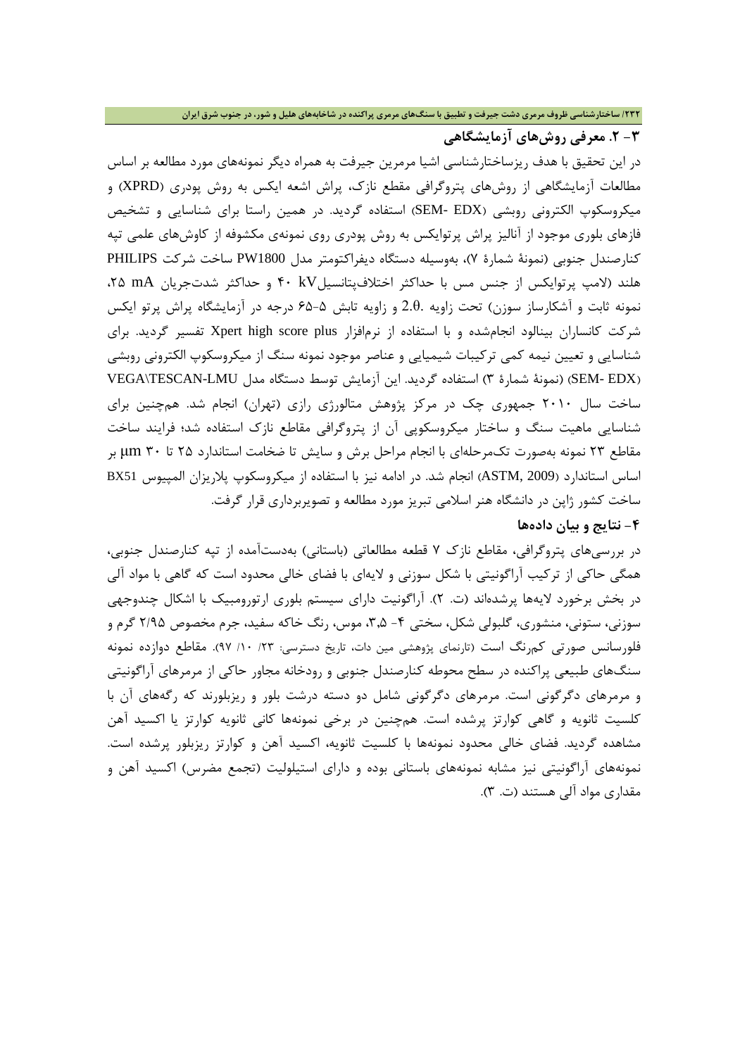## ۳- ۲. معرفی روش‌های آزمایشگاهی

در این تحقیق با هدف ریزساختارشناسی اشیا مرمرین جیرفت به همراه دیگر نمونه‌های مورد مطالعه بر اساس مطالعات آزمایشگاهی از روش‌های پتروگرافی مقطع نازک، پراش اشعه ایکس به روش پودری (XPRD) و میکروسکوپ الکترونی روبشی (SEM- EDX) استفاده گردید. در همین راستا برای شناسایی و تشخیص فازهای بلوری موجود از آنالیز پراش پرتوایکس به روش پودری روی نمونه‌ی مکشوفه از کاوش‌های علمی تپه کنارصندل جنوبی (نمونهٔ شمارهٔ ۷)، به‌وسیله دستگاه دیفراکتومتر مدل PW1800 ساخت شرکت PHILIPS هلند (لامپ پرتوایکس از جنس مس با حداکثر اختلاف‌پتانسیل kV ۴۰ و حداکثر شدت‌جریان mA ۲۵، نمونه ثابت و آشکارساز سوزن) تحت زاویه .2.θ و زاویه تابش ۵-۶۵ درجه در آزمایشگاه پراش پرتو ایکس شرکت کانساران بینالود انجام‌شده و با استفاده از نرم‌افزار Xpert high score plus تفسیر گردید. برای شناسایی و تعیین نیمه کمی ترکیبات شیمیایی و عناصر موجود نمونه سنگ از میکروسکوپ الکترونی روبشی (SEM- EDX) (نمونهٔ شمارهٔ ۳) استفاده گردید. این آزمایش توسط دستگاه مدل VEGA\TESCAN-LMU ساخت سال ۲۰۱۰ جمهوری چک در مرکز پژوهش متالورژی رازی (تهران) انجام شد. همچنین برای شناسایی ماهیت سنگ و ساختار میکروسکوپی آن از پتروگرافی مقاطع نازک استفاده شد؛ فرایند ساخت مقاطع ۲۳ نمونه به‌صورت تک‌مرحله‌ای با انجام مراحل برش و سایش تا ضخامت استاندارد ۲۵ تا ۳۰ µm بر اساس استاندارد (ASTM, 2009) انجام شد. در ادامه نیز با استفاده از میکروسکوپ پلاریزان المپیوس BX51 ساخت کشور ژاپن در دانشگاه هنر اسلامی تبریز مورد مطالعه و تصویربرداری قرار گرفت.

## ۴- نتایج و بیان داده‌ها

در بررسی‌های پتروگرافی، مقاطع نازک ۷ قطعه مطالعاتی (باستانی) به‌دست‌آمده از تپه کنارصندل جنوبی، همگی حاکی از ترکیب آراگونیتی با شکل سوزنی و لایه‌ای با فضای خالی محدود است که گاهی با مواد آلی در بخش برخورد لایه‌ها پرشده‌اند (ت. ۲). آراگونیت دارای سیستم بلوری ارتورومبیک با اشکال چندوجهی سوزنی، ستونی، منشوری، گلبولی شکل، سختی ۴- ۳،۵، موس، رنگ خاکه سفید، جرم مخصوص ۲/۹۵ گرم و فلورسانس صورتی کم‌رنگ است (تارنمای پژوهشی مین دات، تاریخ دسترسی: ۲۳/ ۱۰/ ۹۷). مقاطع دوازده نمونه سنگ‌های طبیعی پراکنده در سطح محوطه کنارصندل جنوبی و رودخانه مجاور حاکی از مرمرهای آراگونیتی و مرمرهای دگرگونی است. مرمرهای دگرگونی شامل دو دسته درشت بلور و ریزبلورند که رگه‌های آن با کلسیت ثانویه و گاهی کوارتز پرشده است. همچنین در برخی نمونه‌ها کانی ثانویه کوارتز یا اکسید آهن مشاهده گردید. فضای خالی محدود نمونه‌ها با کلسیت ثانویه، اکسید آهن و کوارتز ریزبلور پرشده است. نمونه‌های آراگونیتی نیز مشابه نمونه‌های باستانی بوده و دارای استیلولیت (تجمع مضرس) اکسید آهن و مقداری مواد آلی هستند (ت. ۳).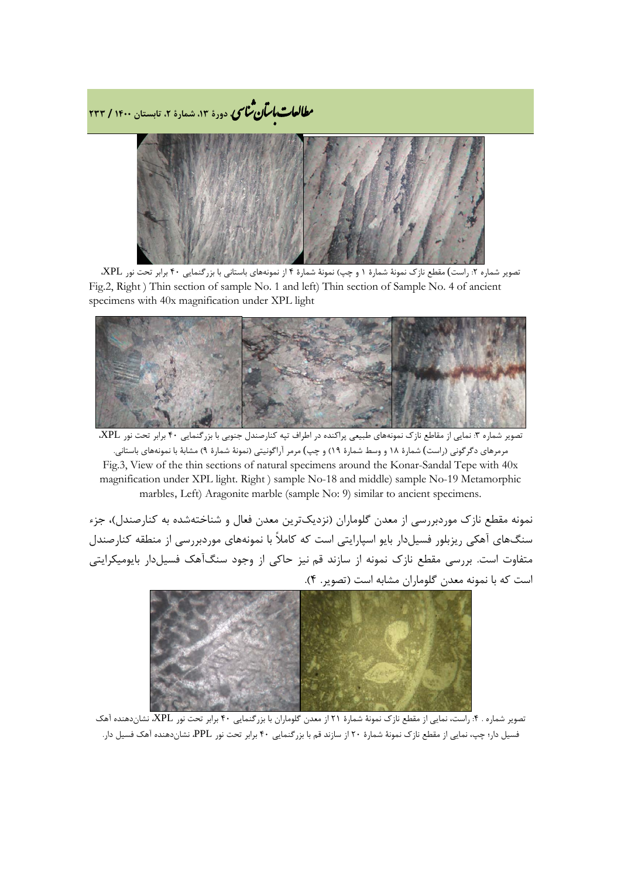تصویر شماره ۲: راست) مقطع نازک نمونهٔ شمارهٔ ۱ و چپ) نمونهٔ شمارهٔ ۴ از نمونه‌های باستانی با بزرگنمایی ۴۰ برابر تحت نور XPL،

Fig.2, Right ) Thin section of sample No. 1 and left) Thin section of Sample No. 4 of ancient specimens with 40x magnification under XPL light

تصویر شماره ۳: نمایی از مقاطع نازک نمونه‌های طبیعی پراکنده در اطراف تپه کنارصندل جنوبی با بزرگنمایی ۴۰ برابر تحت نور XPL، مرمرهای دگرگونی (راست) شمارهٔ ۱۸ و وسط شمارهٔ ۱۹) و چپ) مرمر آراگونیتی (نمونهٔ شمارهٔ ۹) مشابهٔ با نمونه‌های باستانی.

Fig.3, View of the thin sections of natural specimens around the Konar-Sandal Tepe with 40x magnification under XPL light. Right ) sample No-18 and middle) sample No-19 Metamorphic marbles, Left) Aragonite marble (sample No: 9) similar to ancient specimens.

نمونه مقطع نازک موردبررسی از معدن گلوماران (نزدیک‌ترین معدن فعال و شناخته‌شده به کنارصندل)، جزء سنگ‌های آهکی ریزبلور فسیل‌دار بایو اسپارایتی است که کاملاً با نمونه‌های موردبررسی از منطقه کنارصندل متفاوت است. بررسی مقطع نازک نمونه از سازند قم نیز حاکی از وجود سنگ‌آهک فسیل‌دار بایومیکرایتی است که با نمونه معدن گلوماران مشابه است (تصویر. ۴).

تصویر شماره . ۴: راست، نمایی از مقطع نازک نمونهٔ شمارهٔ ۲۱ از معدن گلوماران با بزرگنمایی ۴۰ برابر تحت نور XPL، نشان‌دهنده آهک فسیل دار؛ چپ، نمایی از مقطع نازک نمونهٔ شمارهٔ ۲۰ از سازند قم با بزرگنمایی ۴۰ برابر تحت نور PPL، نشان‌دهنده آهک فسیل دار.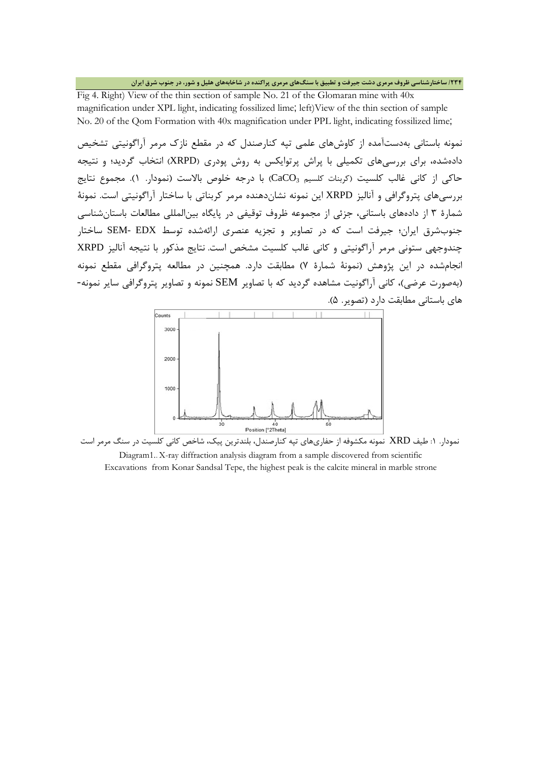Fig 4. Right) View of the thin section of sample No. 21 of the Glomaran mine with 40x magnification under XPL light, indicating fossilized lime; left)View of the thin section of sample No. 20 of the Qom Formation with 40x magnification under PPL light, indicating fossilized lime;

نمونه باستانی به‌دست‌آمده از کاوش‌های علمی تپه کنارصندل که در مقطع نازک مرمر آراگونیتی تشخیص داده‌شده، برای بررسی‌های تکمیلی با پراش پرتوایکس به روش پودری (XRPD) انتخاب گردید؛ و نتیجه حاکی از کانی غالب کلسیت (کربنات کلسیم $CaCO_3$) با درجه خلوص بالاست (نمودار. ۱). مجموع نتایج بررسی‌های پتروگرافی و آنالیز XRPD این نمونه نشان‌دهنده مرمر کربناتی با ساختار آراگونیتی است. نمونهٔ شمارهٔ ۳ از داده‌های باستانی، جزئی از مجموعه ظروف توقیفی در پایگاه بین‌المللی مطالعات باستان‌شناسی جنوب‌شرق ایران؛ جیرفت است که در تصاویر و تجزیه عنصری ارائه‌شده توسط SEM- EDX ساختار چندوجهی ستونی مرمر آراگونیتی و کانی غالب کلسیت مشخص است. نتایج مذکور با نتیجه آنالیز XRPD انجام‌شده در این پژوهش (نمونهٔ شمارهٔ ۷) مطابقت دارد. همچنین در مطالعه پتروگرافی مقطع نمونه (به‌صورت عرضی)، کانی آراگونیت مشاهده گردید که با تصاویر SEM نمونه و تصاویر پتروگرافی سایر نمونه‌های باستانی مطابقت دارد (تصویر. ۵).

نمودار. ۱: طیف XRD نمونه مکشوفه از حفاری‌های تپه کنارصندل، بلندترین پیک، شاخص کانی کلسیت در سنگ مرمر است

Diagram1.. X-ray diffraction analysis diagram from a sample discovered from scientific Excavations from Konar Sandsal Tepe, the highest peak is the calcite mineral in marble strone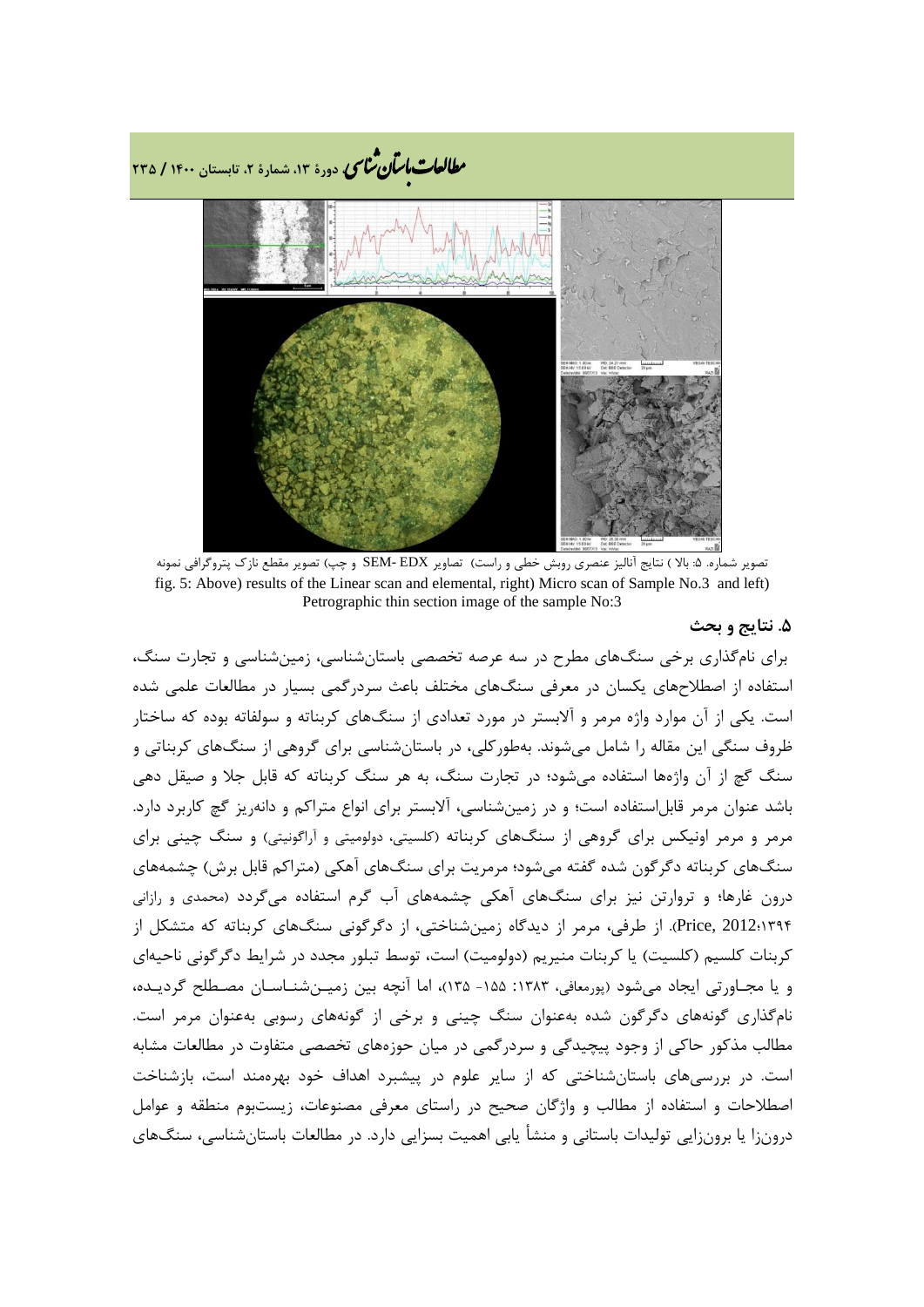تصویر شماره. ۵: بالا ) نتایج آنالیز عنصری روبش خطی و راست) تصاویر SEM- EDX و چپ) تصویر مقطع نازک پتروگرافی نمونه

fig. 5: Above) results of the Linear scan and elemental, right) Micro scan of Sample No.3 and left) Petrographic thin section image of the sample No:3

## ۵. نتایج و بحث

برای نام‌گذاری برخی سنگ‌های مطرح در سه عرصه تخصصی باستان‌شناسی، زمین‌شناسی و تجارت سنگ، استفاده از اصطلاح‌های یکسان در معرفی سنگ‌های مختلف باعث سردرگمی بسیار در مطالعات علمی شده است. یکی از آن موارد واژه مرمر و آلابستر در مورد تعدادی از سنگ‌های کربناته و سولفاته بوده که ساختار ظروف سنگی این مقاله را شامل می‌شوند. به‌طورکلی، در باستان‌شناسی برای گروهی از سنگ‌های کربناتی و سنگ گچ از آن واژه‌ها استفاده می‌شود؛ در تجارت سنگ، به هر سنگ کربناته که قابل جلا و صیقل دهی باشد عنوان مرمر قابل‌استفاده است؛ و در زمین‌شناسی، آلابستر برای انواع متراکم و دانه‌ریز گچ کاربرد دارد. مرمر و مرمر اونیکس برای گروهی از سنگ‌های کربناته (کلسیتی، دولومیتی و آراگونیتی) و سنگ چینی برای سنگ‌های کربناته دگرگون شده گفته می‌شود؛ مرمریت برای سنگ‌های آهکی (متراکم قابل برش) چشمه‌های درون غارها؛ و تراورتن نیز برای سنگ‌های آهکی چشمه‌های آب گرم استفاده می‌گردد (محمدی و رازانی ۱۳۹۴؛Price, 2012). از طرفی، مرمر از دیدگاه زمین‌شناختی، از دگرگونی سنگ‌های کربناته که متشکل از کربنات کلسیم (کلسیت) یا کربنات منیزیم (دولومیت) است، توسط تبلور مجدد در شرایط دگرگونی ناحیه‌ای و یا مجاورتی ایجاد می‌شود (پورمعافی، ۱۳۸۳: ۱۵۵- ۱۳۵)، اما آنچه بین زمین‌شناسان مصطلح گردیده، نام‌گذاری گونه‌های دگرگون شده به‌عنوان سنگ چینی و برخی از گونه‌های رسوبی به‌عنوان مرمر است. مطالب مذکور حاکی از وجود پیچیدگی و سردرگمی در میان حوزه‌های تخصصی متفاوت در مطالعات مشابه است. در بررسی‌های باستان‌شناختی که از سایر علوم در پیشبرد اهداف خود بهره‌مند است، بازشناخت اصطلاحات و استفاده از مطالب و واژگان صحیح در راستای معرفی مصنوعات، زیست‌بوم منطقه و عوامل درون‌زا یا برون‌زایی تولیدات باستانی و منشأ یابی اهمیت بسزایی دارد. در مطالعات باستان‌شناسی، سنگ‌های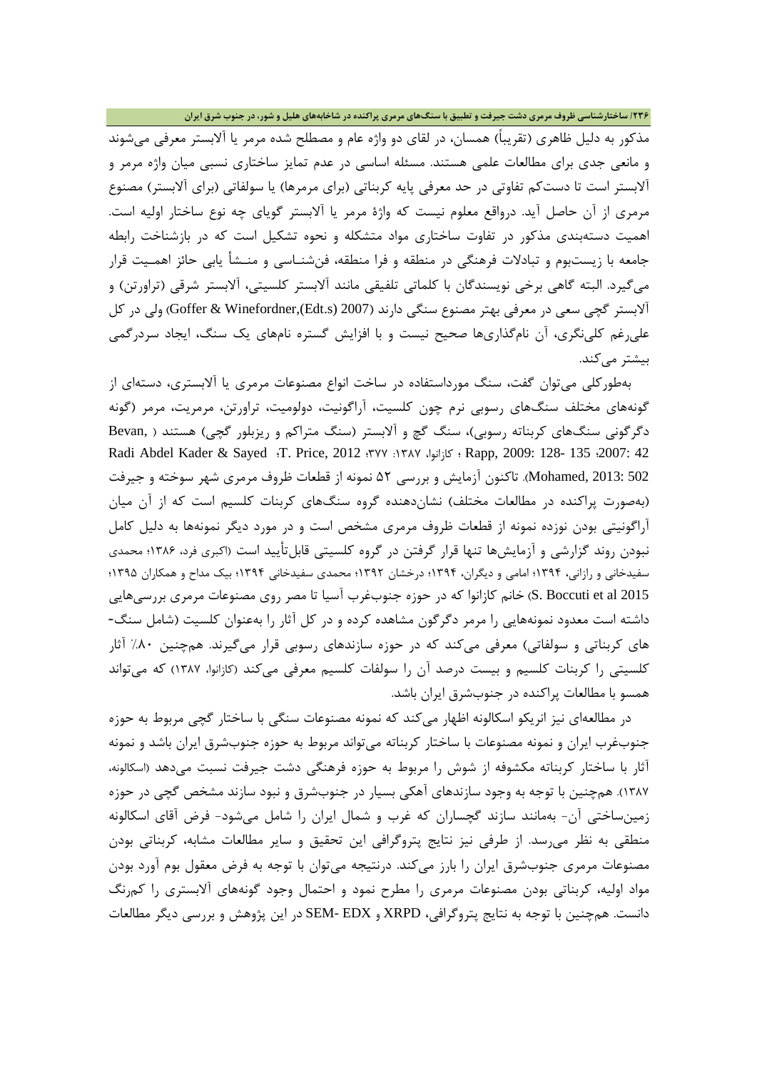مذکور به دلیل ظاهری (تقریباً) همسان، در لقای دو واژه عام و مصطلح شده مرمر یا آلابستر معرفی می‌شوند و مانعی جدی برای مطالعات علمی هستند. مسئله اساسی در عدم تمایز ساختاری نسبی میان واژه مرمر و آلابستر است تا دست‌کم تفاوتی در حد معرفی پایه کربناتی (برای مرمرها) یا سولفاتی (برای آلابستر) مصنوع مرمری از آن حاصل آید. درواقع معلوم نیست که واژهٔ مرمر یا آلابستر گویای چه نوع ساختار اولیه است. اهمیت دسته‌بندی مذکور در تفاوت ساختاری مواد متشکله و نحوه تشکیل است که در بازشناخت رابطه جامعه با زیست‌بوم و تبادلات فرهنگی در منطقه و فرا منطقه، فن‌شناسی و منشأ یابی حائز اهمیت قرار می‌گیرد. البته گاهی برخی نویسندگان با کلماتی تلفیقی مانند آلابستر کلسیتی، آلابستر شرقی (تراورتن) و آلابستر گچی سعی در معرفی بهتر مصنوع سنگی دارند (Goffer & Winefordner,(Edt.s) 2007) ولی در کل علی‌رغم کلی‌نگری، آن نام‌گذاری‌ها صحیح نیست و با افزایش گستره نام‌های یک سنگ، ایجاد سردرگمی بیشتر می‌کند.

به‌طورکلی می‌توان گفت، سنگ مورداستفاده در ساخت انواع مصنوعات مرمری یا آلابستری، دسته‌ای از گونه‌های مختلف سنگ‌های رسوبی نرم چون کلسیت، آراگونیت، دولومیت، تراورتن، مرمریت، مرمر (گونه دگرگونی سنگ‌های کربناته رسوبی)، سنگ گچ و آلابستر (سنگ متراکم و ریزبلور گچی) هستند ( Bevan, 2007: 42؛ Rapp, 2009: 128- 135 ؛ کازانوا، ۱۳۸۷: ۳۷۷؛ T. Price, 2012؛ Radi Abdel Kader & Sayed Mohamed, 2013: 502). تاکنون آزمایش و بررسی ۵۲ نمونه از قطعات ظروف مرمری شهر سوخته و جیرفت (به‌صورت پراکنده در مطالعات مختلف) نشان‌دهنده گروه سنگ‌های کربنات کلسیم است که از آن میان آراگونیتی بودن نوزده نمونه از قطعات ظروف مرمری مشخص است و در مورد دیگر نمونه‌ها به دلیل کامل نبودن روند گزارشی و آزمایش‌ها تنها قرار گرفتن در گروه کلسیتی قابل‌تأیید است (اکبری فرد، ۱۳۸۶؛ محمدی سفیدخانی و رازانی، ۱۳۹۴؛ امامی و دیگران، ۱۳۹۴؛ درخشان ۱۳۹۲؛ محمدی سفیدخانی ۱۳۹۴؛ بیک مداح و همکاران ۱۳۹۵؛ S. Boccuti et al 2015) خانم کازانوا که در حوزه جنوب‌غرب آسیا تا مصر روی مصنوعات مرمری بررسی‌هایی داشته است معدود نمونه‌هایی را مرمر دگرگون مشاهده کرده و در کل آثار را به‌عنوان کلسیت (شامل سنگ-های کربناتی و سولفاتی) معرفی می‌کند که در حوزه سازندهای رسوبی قرار می‌گیرند. هم‌چنین ۸۰٪ آثار کلسیتی را کربنات کلسیم و بیست درصد آن را سولفات کلسیم معرفی می‌کند (کازانوا، ۱۳۸۷) که می‌تواند همسو با مطالعات پراکنده در جنوب‌شرق ایران باشد.

در مطالعه‌ای نیز انریکو اسکالونه اظهار می‌کند که نمونه مصنوعات سنگی با ساختار گچی مربوط به حوزه جنوب‌غرب ایران و نمونه مصنوعات با ساختار کربناته می‌تواند مربوط به حوزه جنوب‌شرق ایران باشد و نمونه آثار با ساختار کربناته مکشوفه از شوش را مربوط به حوزه فرهنگی دشت جیرفت نسبت می‌دهد (اسکالونه، ۱۳۸۷). هم‌چنین با توجه به وجود سازندهای آهکی بسیار در جنوب‌شرق و نبود سازند مشخص گچی در حوزه زمین‌ساختی آن- به‌مانند سازند گچساران که غرب و شمال ایران را شامل می‌شود- فرض آقای اسکالونه منطقی به نظر می‌رسد. از طرفی نیز نتایج پتروگرافی این تحقیق و سایر مطالعات مشابه، کربناتی بودن مصنوعات مرمری جنوب‌شرق ایران را بارز می‌کند. درنتیجه می‌توان با توجه به فرض معقول بوم آورد بودن مواد اولیه، کربناتی بودن مصنوعات مرمری را مطرح نمود و احتمال وجود گونه‌های آلابستری را کم‌رنگ دانست. هم‌چنین با توجه به نتایج پتروگرافی، XRPD و SEM- EDX در این پژوهش و بررسی دیگر مطالعات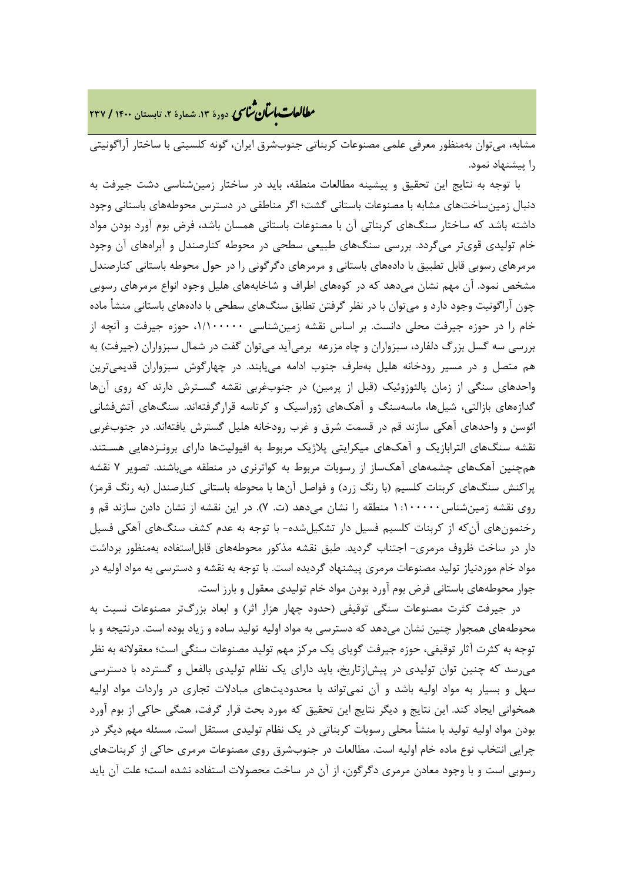مشابه، می‌توان به‌منظور معرفی علمی مصنوعات کربناتی جنوب‌شرق ایران، گونه کلسیتی با ساختار آراگونیتی را پیشنهاد نمود.

با توجه به نتایج این تحقیق و پیشینه مطالعات منطقه، باید در ساختار زمین‌شناسی دشت جیرفت به دنبال زمین‌ساخت‌های مشابه با مصنوعات باستانی گشت؛ اگر مناطقی در دسترس محوطه‌های باستانی وجود داشته باشد که ساختار سنگ‌های کربناتی آن با مصنوعات باستانی همسان باشد، فرض بوم آورد بودن مواد خام تولیدی قوی‌تر می‌گردد. بررسی سنگ‌های طبیعی سطحی در محوطه کنارصندل و آبراهه‌ای آن وجود مرمرهای رسوبی قابل تطبیق با داده‌های باستانی و مرمرهای دگرگونی را در حول محوطه باستانی کنارصندل مشخص نمود. آن مهم نشان می‌دهد که در کوه‌های اطراف و شاخابه‌های هلیل وجود انواع مرمرهای رسوبی چون آراگونیت وجود دارد و می‌توان با در نظر گرفتن تطابق سنگ‌های سطحی با داده‌های باستانی منشأ ماده خام را در حوزه جیرفت محلی دانست. بر اساس نقشه زمین‌شناسی ۱/۱۰۰۰۰۰، حوزه جیرفت و آنچه از بررسی سه گسل بزرگ دلفارد، سبزواران و چاه مزرعه برمی‌آید می‌توان گفت در شمال سبزواران (جیرفت) به هم متصل و در مسیر رودخانه هلیل به‌طرف جنوب ادامه می‌یابند. در چهارگوش سبزواران قدیمی‌ترین واحدهای سنگی از زمان پالئوزوئیک (قبل از پرمین) در جنوب‌غربی نقشه گسترش دارند که روی آن‌ها گدازه‌های بازالتی، شیل‌ها، ماسه‌سنگ و آهک‌های ژوراسیک و کرتاسه قرارگرفته‌اند. سنگ‌های آتش‌فشانی ائوسن و واحدهای آهکی سازند قم در قسمت شرق و غرب رودخانه هلیل گسترش یافته‌اند. در جنوب‌غربی نقشه سنگ‌های الترابازیک و آهک‌های میکرایتی پلاژیک مربوط به افیولیت‌ها دارای برونزدهایی هستند. هم‌چنین آهک‌های چشمه‌های آهک‌ساز از رسوبات مربوط به کواترنری در منطقه می‌باشند. تصویر ۷ نقشه پراکنش سنگ‌های کربنات کلسیم (با رنگ زرد) و فواصل آن‌ها با محوطه باستانی کنارصندل (به رنگ قرمز) روی نقشه زمین‌شناس۱۰۰۰۰۰:۱ منطقه را نشان می‌دهد (ت. ۷). در این نقشه از نشان دادن سازند قم و رخنمون‌های آن‌که از کربنات کلسیم فسیل دار تشکیل‌شده- با توجه به عدم کشف سنگ‌های آهکی فسیل دار در ساخت ظروف مرمری- اجتناب گردید. طبق نقشه مذکور محوطه‌های قابل‌استفاده به‌منظور برداشت مواد خام موردنیاز تولید مصنوعات مرمری پیشنهاد گردیده است. با توجه به نقشه و دسترسی به مواد اولیه در جوار محوطه‌های باستانی فرض بوم آورد بودن مواد خام تولیدی معقول و بارز است.

در جیرفت کثرت مصنوعات سنگی توقیفی (حدود چهار هزار اثر) و ابعاد بزرگ‌تر مصنوعات نسبت به محوطه‌های همجوار چنین نشان می‌دهد که دسترسی به مواد اولیه تولید ساده و زیاد بوده است. درنتیجه و با توجه به کثرت آثار توقیفی، حوزه جیرفت گویای یک مرکز مهم تولید مصنوعات سنگی است؛ معقولانه به نظر می‌رسد که چنین توان تولیدی در پیش‌ازتاریخ، باید دارای یک نظام تولیدی بالفعل و گسترده با دسترسی سهل و بسیار به مواد اولیه باشد و آن نمی‌تواند با محدودیت‌های مبادلات تجاری در واردات مواد اولیه همخوانی ایجاد کند. این نتایج و دیگر نتایج این تحقیق که مورد بحث قرار گرفت، همگی حاکی از بوم آورد بودن مواد اولیه تولید با منشأ محلی رسوبات کربناتی در یک نظام تولیدی مستقل است. مسئله مهم دیگر در چرایی انتخاب نوع ماده خام اولیه است. مطالعات در جنوب‌شرق روی مصنوعات مرمری حاکی از کربنات‌های رسوبی است و با وجود معادن مرمری دگرگون، از آن در ساخت محصولات استفاده نشده است؛ علت آن باید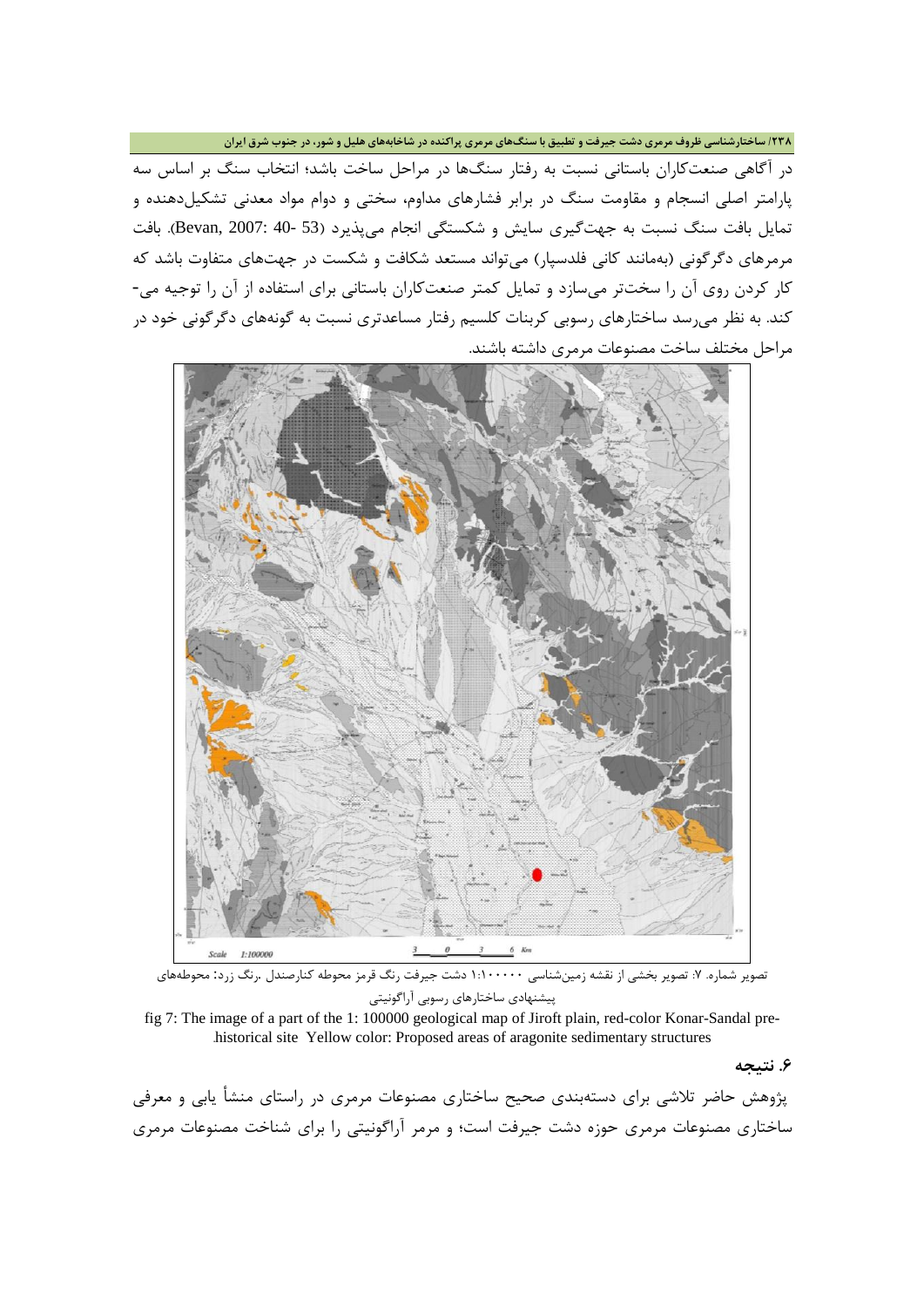در آگاهی صنعت‌کاران باستانی نسبت به رفتار سنگ‌ها در مراحل ساخت باشد؛ انتخاب سنگ بر اساس سه پارامتر اصلی انسجام و مقاومت سنگ در برابر فشارهای مداوم، سختی و دوام مواد معدنی تشکیل‌دهنده و تمایل بافت سنگ نسبت به جهت‌گیری سایش و شکستگی انجام می‌پذیرد (Bevan, 2007: 40- 53). بافت مرمرهای دگرگونی (به‌مانند کانی فلدسپار) می‌تواند مستعد شکافت و شکست در جهت‌های متفاوت باشد که کار کردن روی آن را سخت‌تر می‌سازد و تمایل کمتر صنعت‌کاران باستانی برای استفاده از آن را توجیه می‌کند. به نظر می‌رسد ساختارهای رسوبی کربنات کلسیم رفتار مساعدتری نسبت به گونه‌های دگرگونی خود در مراحل مختلف ساخت مصنوعات مرمری داشته باشند.

تصویر شماره. ۷: تصویر بخشی از نقشه زمین‌شناسی ۱:۱۰۰۰۰۰ دشت جیرفت رنگ قرمز محوطه کنارصندل .رنگ زرد: محوطه‌های پیشنهادی ساختارهای رسوبی آراگونیتی

fig 7: The image of a part of the 1: 100000 geological map of Jiroft plain, red-color Konar-Sandal pre-historical site Yellow color: Proposed areas of aragonite sedimentary structures.

## ۶. نتیجه

پژوهش حاضر تلاشی برای دسته‌بندی صحیح ساختاری مصنوعات مرمری در راستای منشأ یابی و معرفی ساختاری مصنوعات مرمری حوزه دشت جیرفت است؛ و مرمر آراگونیتی را برای شناخت مصنوعات مرمری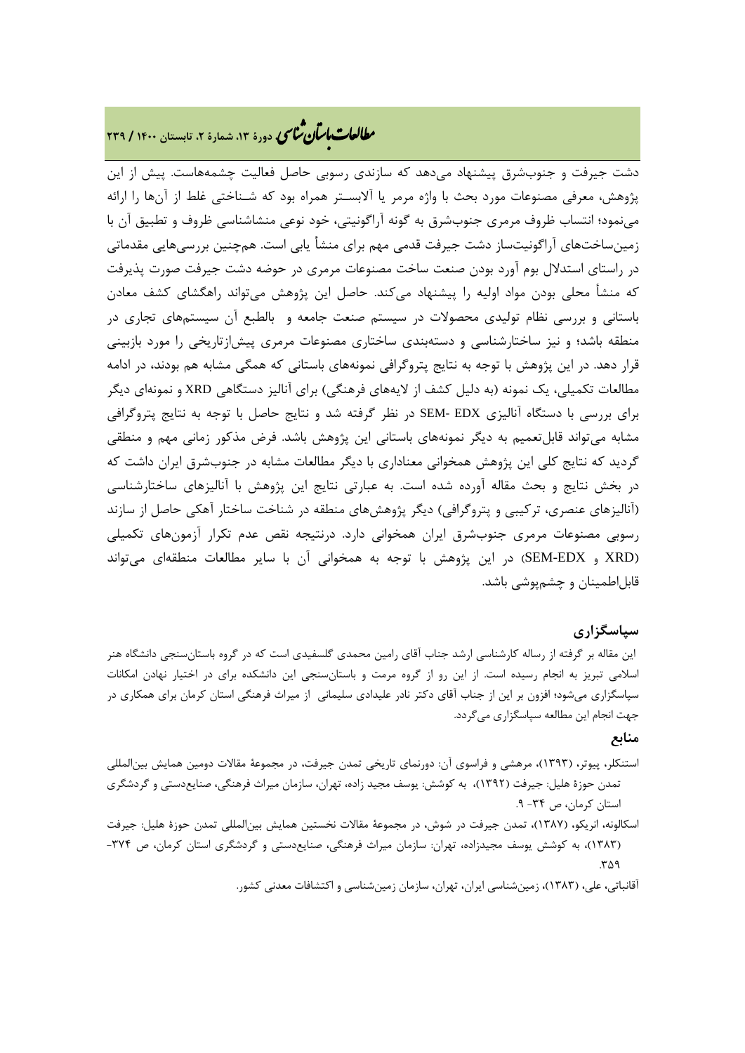دشت جیرفت و جنوب‌شرق پیشنهاد می‌دهد که سازندی رسوبی حاصل فعالیت چشمه‌هاست. پیش از این پژوهش، معرفی مصنوعات مورد بحث با واژه مرمر یا آلابستر همراه بود که شناختی غلط از آن‌ها را ارائه می‌نمود؛ انتساب ظروف مرمری جنوب‌شرق به گونه آراگونیتی، خود نوعی منشاشناسی ظروف و تطبیق آن با زمین‌ساخت‌های آراگونیت‌ساز دشت جیرفت قدمی مهم برای منشأ یابی است. همچنین بررسی‌هایی مقدماتی در راستای استدلال بوم آورد بودن صنعت ساخت مصنوعات مرمری در حوضه دشت جیرفت صورت پذیرفت که منشأ محلی بودن مواد اولیه را پیشنهاد می‌کند. حاصل این پژوهش می‌تواند راهگشای کشف معادن باستانی و بررسی نظام تولیدی محصولات در سیستم صنعت جامعه و بالطبع آن سیستم‌های تجاری در منطقه باشد؛ و نیز ساختارشناسی و دسته‌بندی ساختاری مصنوعات مرمری پیش‌ازتاریخی را مورد بازبینی قرار دهد. در این پژوهش با توجه به نتایج پتروگرافی نمونه‌های باستانی که همگی مشابه هم بودند، در ادامه مطالعات تکمیلی، یک نمونه (به دلیل کشف از لایه‌های فرهنگی) برای آنالیز دستگاهی XRD و نمونه‌ای دیگر برای بررسی با دستگاه آنالیزی SEM- EDX در نظر گرفته شد و نتایج حاصل با توجه به نتایج پتروگرافی مشابه می‌تواند قابل‌تعمیم به دیگر نمونه‌های باستانی این پژوهش باشد. فرض مذکور زمانی مهم و منطقی گردید که نتایج کلی این پژوهش همخوانی معناداری با دیگر مطالعات مشابه در جنوب‌شرق ایران داشت که در بخش نتایج و بحث مقاله آورده شده است. به عبارتی نتایج این پژوهش با آنالیزهای ساختارشناسی (آنالیزهای عنصری، ترکیبی و پتروگرافی) دیگر پژوهش‌های منطقه در شناخت ساختار آهکی حاصل از سازند رسوبی مصنوعات مرمری جنوب‌شرق ایران همخوانی دارد. درنتیجه نقص عدم تکرار آزمون‌های تکمیلی (XRD و SEM-EDX) در این پژوهش با توجه به همخوانی آن با سایر مطالعات منطقه‌ای می‌تواند قابل‌اطمینان و چشم‌پوشی باشد.

## سپاسگزاری

این مقاله بر گرفته از رساله کارشناسی ارشد جناب آقای رامین محمدی گلسفیدی است که در گروه باستان‌سنجی دانشگاه هنر اسلامی تبریز به انجام رسیده است. از این رو از گروه مرمت و باستان‌سنجی این دانشکده برای در اختیار نهادن امکانات سپاسگزاری می‌شود؛ افزون بر این از جناب آقای دکتر نادر علیدادی سلیمانی از میراث فرهنگی استان کرمان برای همکاری در جهت انجام این مطالعه سپاسگزاری می‌گردد.

## منابع

استنکلر، پیوتر، (۱۳۹۳)، مرهشی و فراسوی آن: دورنمای تاریخی تمدن جیرفت، در مجموعهٔ مقالات دومین همایش بین‌المللی تمدن حوزهٔ هلیل: جیرفت (۱۳۹۲)، به کوشش: یوسف مجید زاده، تهران، سازمان میراث فرهنگی، صنایع‌دستی و گردشگری استان کرمان، ص ۳۴- ۹.

اسکالونه، انریکو، (۱۳۸۷)، تمدن جیرفت در شوش، در مجموعهٔ مقالات نخستین همایش بین‌المللی تمدن حوزهٔ هلیل: جیرفت (۱۳۸۳)، به کوشش یوسف مجیدزاده، تهران: سازمان میراث فرهنگی، صنایع‌دستی و گردشگری استان کرمان، ص ۳۷۴- ۳۵۹.

آقانباتی، علی، (۱۳۸۳)، زمین‌شناسی ایران، تهران، سازمان زمین‌شناسی و اکتشافات معدنی کشور.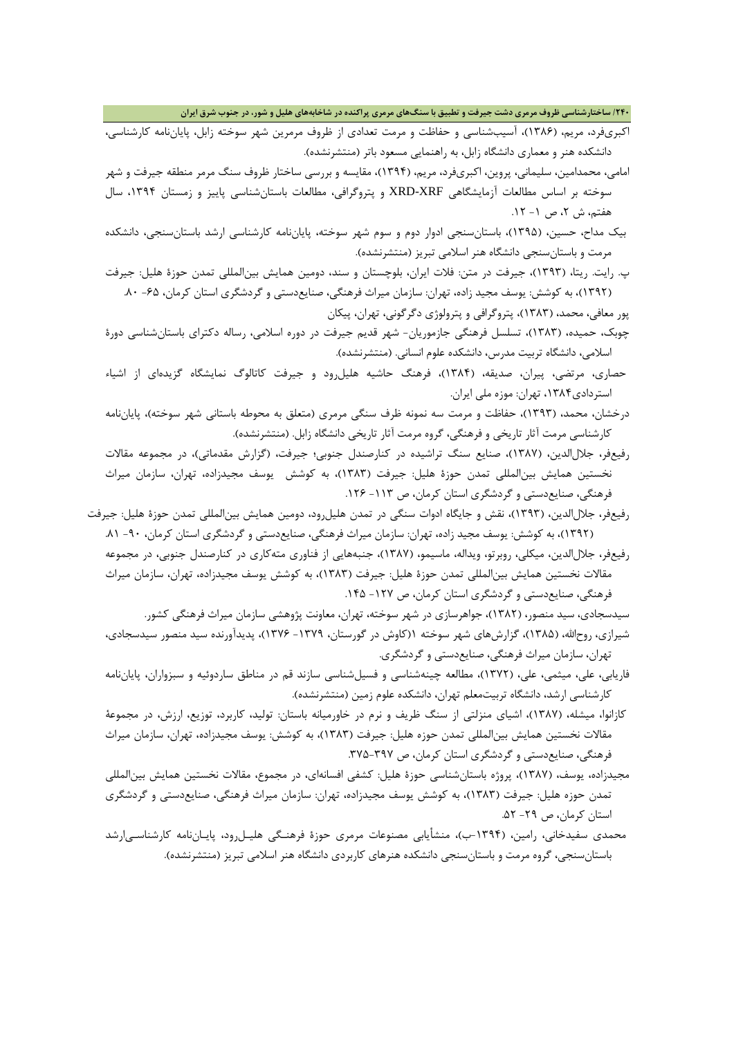اکبری‌فرد، مریم، (۱۳۸۶)، آسیب‌شناسی و حفاظت و مرمت تعدادی از ظروف مرمرین شهر سوخته زابل، پایان‌نامه کارشناسی، دانشکده هنر و معماری دانشگاه زابل، به راهنمایی مسعود باتر (منتشرنشده).

امامی، محمدامین، سلیمانی، پروین، اکبری‌فرد، مریم، (۱۳۹۴)، مقایسه و بررسی ساختار ظروف سنگ مرمر منطقه جیرفت و شهر سوخته بر اساس مطالعات آزمایشگاهی XRD-XRF و پتروگرافی، مطالعات باستان‌شناسی پاییز و زمستان ۱۳۹۴، سال هفتم، ش ۲، ص ۱- ۱۲.

بیک مداح، حسین، (۱۳۹۵)، باستان‌سنجی ادوار دوم و سوم شهر سوخته، پایان‌نامه کارشناسی ارشد باستان‌سنجی، دانشکده مرمت و باستان‌سنجی دانشگاه هنر اسلامی تبریز (منتشرنشده).

پ. رایت. ریتا، (۱۳۹۳)، جیرفت در متن: فلات ایران، بلوچستان و سند، دومین همایش بین‌المللی تمدن حوزهٔ هلیل: جیرفت (۱۳۹۲)، به کوشش: یوسف مجید زاده، تهران: سازمان میراث فرهنگی، صنایع‌دستی و گردشگری استان کرمان، ۶۵- ۸۰.

پور معافی، محمد، (۱۳۸۳)، پتروگرافی و پترولوژی دگرگونی، تهران، پیکان

چوبک، حمیده، (۱۳۸۳)، تسلسل فرهنگی جازموریان- شهر قدیم جیرفت در دوره اسلامی، رساله دکترای باستان‌شناسی دورهٔ اسلامی، دانشگاه تربیت مدرس، دانشکده علوم انسانی. (منتشرنشده).

حصاری، مرتضی، پیران، صدیقه، (۱۳۸۴)، فرهنگ حاشیه هلیل‌رود و جیرفت کاتالوگ نمایشگاه گزیده‌ای از اشیاء استردادی۱۳۸۴، تهران: موزه ملی ایران.

درخشان، محمد، (۱۳۹۳)، حفاظت و مرمت سه نمونه ظرف سنگی مرمری (متعلق به محوطه باستانی شهر سوخته)، پایان‌نامه کارشناسی مرمت آثار تاریخی و فرهنگی، گروه مرمت آثار تاریخی دانشگاه زابل. (منتشرنشده).

رفیع‌فر، جلال‌الدین، (۱۳۸۷)، صنایع سنگ تراشیده در کنارصندل جنوبی؛ جیرفت، (گزارش مقدماتی)، در مجموعه مقالات نخستین همایش بین‌المللی تمدن حوزهٔ هلیل: جیرفت (۱۳۸۳)، به کوشش یوسف مجیدزاده، تهران، سازمان میراث فرهنگی، صنایع‌دستی و گردشگری استان کرمان، ص ۱۱۳- ۱۲۶.

رفیع‌فر، جلال‌الدین، (۱۳۹۳)، نقش و جایگاه ادوات سنگی در تمدن هلیل‌رود، دومین همایش بین‌المللی تمدن حوزهٔ هلیل: جیرفت (۱۳۹۲)، به کوشش: یوسف مجید زاده، تهران: سازمان میراث فرهنگی، صنایع‌دستی و گردشگری استان کرمان، ۹۰- ۸۱.

رفیع‌فر، جلال‌الدین، میکلی، روبرتو، ویداله، ماسیمو، (۱۳۸۷)، جنبه‌هایی از فناوری مته‌کاری در کنارصندل جنوبی، در مجموعه مقالات نخستین همایش بین‌المللی تمدن حوزهٔ هلیل: جیرفت (۱۳۸۳)، به کوشش یوسف مجیدزاده، تهران، سازمان میراث فرهنگی، صنایع‌دستی و گردشگری استان کرمان، ص ۱۲۷- ۱۴۵.

سیدسجادی، سید منصور، (۱۳۸۲)، جواهرسازی در شهر سوخته، تهران، معاونت پژوهشی سازمان میراث فرهنگی کشور.

شیرازی، روح‌الله، (۱۳۸۵)، گزارش‌های شهر سوخته ۱(کاوش در گورستان، ۱۳۷۹- ۱۳۷۶)، پدیدآورنده سید منصور سیدسجادی، تهران، سازمان میراث فرهنگی، صنایع‌دستی و گردشگری.

فاریابی، علی، میثمی، علی، (۱۳۷۲)، مطالعه چینه‌شناسی و فسیل‌شناسی سازند قم در مناطق ساردوئیه و سبزواران، پایان‌نامه کارشناسی ارشد، دانشگاه تربیت‌معلم تهران، دانشکده علوم زمین (منتشرنشده).

کازانوا، میشله، (۱۳۸۷)، اشیای منزلتی از سنگ ظریف و نرم در خاورمیانه باستان: تولید، کاربرد، توزیع، ارزش، در مجموعهٔ مقالات نخستین همایش بین‌المللی تمدن حوزه هلیل: جیرفت (۱۳۸۳)، به کوشش: یوسف مجیدزاده، تهران، سازمان میراث فرهنگی، صنایع‌دستی و گردشگری استان کرمان، ص ۳۹۷-۳۷۵.

مجیدزاده، یوسف، (۱۳۸۷)، پروژه باستان‌شناسی حوزهٔ هلیل: کشفی افسانه‌ای، در مجموع، مقالات نخستین همایش بین‌المللی تمدن حوزه هلیل: جیرفت (۱۳۸۳)، به کوشش یوسف مجیدزاده، تهران: سازمان میراث فرهنگی، صنایع‌دستی و گردشگری استان کرمان، ص ۲۹- ۵۲.

محمدی سفیدخانی، رامین، (۱۳۹۴-ب)، منشأیابی مصنوعات مرمری حوزهٔ فرهنگی هلیل‌رود، پایان‌نامه کارشناسی‌ارشد باستان‌سنجی، گروه مرمت و باستان‌سنجی دانشکده هنرهای کاربردی دانشگاه هنر اسلامی تبریز (منتشرنشده).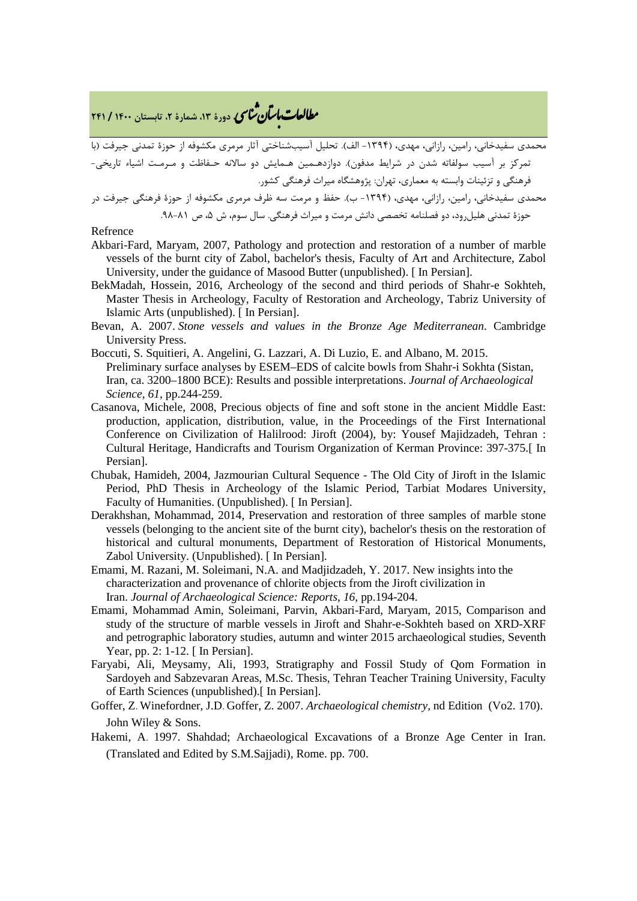محمدی سفیدخانی، رامین، رازانی، مهدی، (۱۳۹۴- الف). تحلیل آسیب‌شناختی آثار مرمری مکشوفه از حوزهٔ تمدنی جیرفت (با تمرکز بر آسیب سولفاته شدن در شرایط مدفون). دوازدهمین همایش دو سالانه حفاظت و مرمت اشیاء تاریخی- فرهنگی و تزئینات وابسته به معماری، تهران: پژوهشگاه میراث فرهنگی کشور.

محمدی سفیدخانی، رامین، رازانی، مهدی، (۱۳۹۴- ب). حفظ و مرمت سه ظرف مرمری مکشوفه از حوزهٔ فرهنگی جیرفت در حوزهٔ تمدنی هلیل‌رود، دو فصلنامه تخصصی دانش مرمت و میراث فرهنگی. سال سوم، ش ۵، ص ۸۱-۹۸.

Refrence

- Akbari-Fard, Maryam, 2007, Pathology and protection and restoration of a number of marble vessels of the burnt city of Zabol, bachelor's thesis, Faculty of Art and Architecture, Zabol University, under the guidance of Masood Butter (unpublished). [ In Persian].
- BekMadah, Hossein, 2016, Archeology of the second and third periods of Shahr-e Sokhteh, Master Thesis in Archeology, Faculty of Restoration and Archeology, Tabriz University of Islamic Arts (unpublished). [ In Persian].
- Bevan, A. 2007. *Stone vessels and values in the Bronze Age Mediterranean*. Cambridge University Press.
- Boccuti, S. Squitieri, A. Angelini, G. Lazzari, A. Di Luzio, E. and Albano, M. 2015. Preliminary surface analyses by ESEM–EDS of calcite bowls from Shahr-i Sokhta (Sistan, Iran, ca. 3200–1800 BCE): Results and possible interpretations. *Journal of Archaeological Science*, *61*, pp.244-259.
- Casanova, Michele, 2008, Precious objects of fine and soft stone in the ancient Middle East: production, application, distribution, value, in the Proceedings of the First International Conference on Civilization of Halilrood: Jiroft (2004), by: Yousef Majidzadeh, Tehran : Cultural Heritage, Handicrafts and Tourism Organization of Kerman Province: 397-375.[ In Persian].
- Chubak, Hamideh, 2004, Jazmourian Cultural Sequence - The Old City of Jiroft in the Islamic Period, PhD Thesis in Archeology of the Islamic Period, Tarbiat Modares University, Faculty of Humanities. (Unpublished). [ In Persian].
- Derakhshan, Mohammad, 2014, Preservation and restoration of three samples of marble stone vessels (belonging to the ancient site of the burnt city), bachelor's thesis on the restoration of historical and cultural monuments, Department of Restoration of Historical Monuments, Zabol University. (Unpublished). [ In Persian].
- Emami, M. Razani, M. Soleimani, N.A. and Madjidzadeh, Y. 2017. New insights into the characterization and provenance of chlorite objects from the Jiroft civilization in Iran. *Journal of Archaeological Science: Reports*, *16*, pp.194-204.
- Emami, Mohammad Amin, Soleimani, Parvin, Akbari-Fard, Maryam, 2015, Comparison and study of the structure of marble vessels in Jiroft and Shahr-e-Sokhteh based on XRD-XRF and petrographic laboratory studies, autumn and winter 2015 archaeological studies, Seventh Year, pp. 2: 1-12. [ In Persian].
- Faryabi, Ali, Meysamy, Ali, 1993, Stratigraphy and Fossil Study of Qom Formation in Sardoyeh and Sabzevaran Areas, M.Sc. Thesis, Tehran Teacher Training University, Faculty of Earth Sciences (unpublished).[ In Persian].
- Goffer, Z. Winefordner, J.D. Goffer, Z. 2007. *Archaeological chemistry,* nd Edition (Vo2. 170). John Wiley & Sons.
- Hakemi, A. 1997. Shahdad; Archaeological Excavations of a Bronze Age Center in Iran. (Translated and Edited by S.M.Sajjadi), Rome. pp. 700.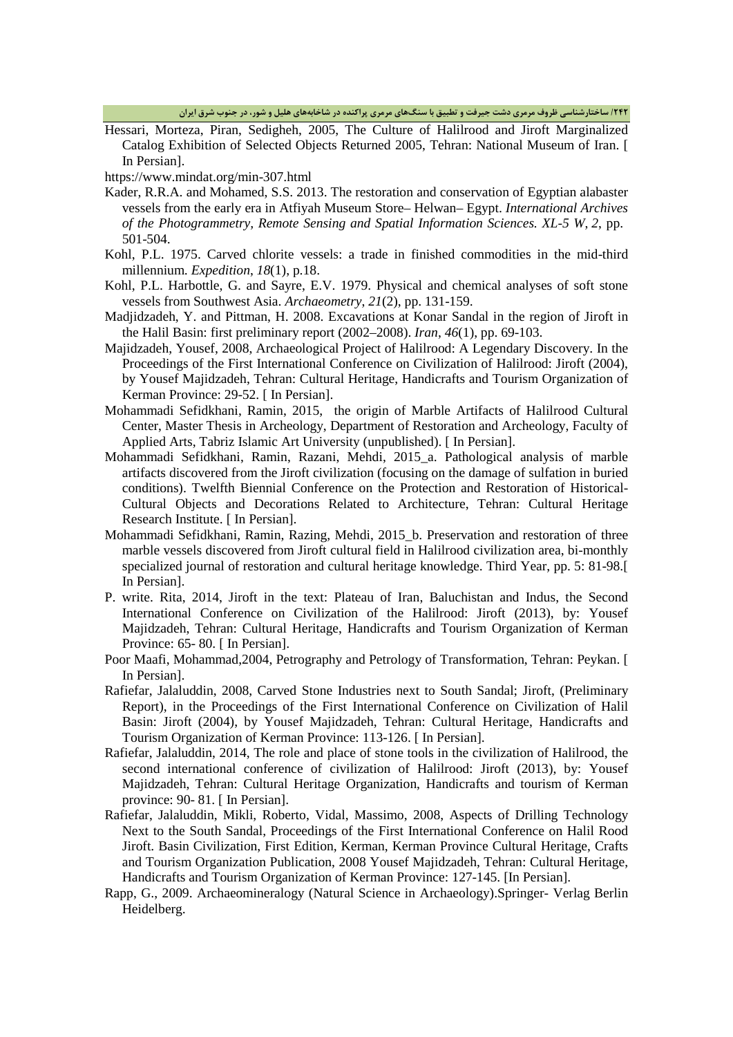Hessari, Morteza, Piran, Sedigheh, 2005, The Culture of Halilrood and Jiroft Marginalized Catalog Exhibition of Selected Objects Returned 2005, Tehran: National Museum of Iran. [ In Persian].

https://www.mindat.org/min-307.html

Kader, R.R.A. and Mohamed, S.S. 2013. The restoration and conservation of Egyptian alabaster vessels from the early era in Atfiyah Museum Store– Helwan– Egypt. *International Archives of the Photogrammetry, Remote Sensing and Spatial Information Sciences. XL-5 W, 2*, pp. 501-504.

Kohl, P.L. 1975. Carved chlorite vessels: a trade in finished commodities in the mid-third millennium. *Expedition*, *18*(1), p.18.

Kohl, P.L. Harbottle, G. and Sayre, E.V. 1979. Physical and chemical analyses of soft stone vessels from Southwest Asia. *Archaeometry*, *21*(2), pp. 131-159.

Madjidzadeh, Y. and Pittman, H. 2008. Excavations at Konar Sandal in the region of Jiroft in the Halil Basin: first preliminary report (2002–2008). *Iran*, *46*(1), pp. 69-103.

Majidzadeh, Yousef, 2008, Archaeological Project of Halilrood: A Legendary Discovery. In the Proceedings of the First International Conference on Civilization of Halilrood: Jiroft (2004), by Yousef Majidzadeh, Tehran: Cultural Heritage, Handicrafts and Tourism Organization of Kerman Province: 29-52. [ In Persian].

Mohammadi Sefidkhani, Ramin, 2015, the origin of Marble Artifacts of Halilrood Cultural Center, Master Thesis in Archeology, Department of Restoration and Archeology, Faculty of Applied Arts, Tabriz Islamic Art University (unpublished). [ In Persian].

Mohammadi Sefidkhani, Ramin, Razani, Mehdi, 2015_a. Pathological analysis of marble artifacts discovered from the Jiroft civilization (focusing on the damage of sulfation in buried conditions). Twelfth Biennial Conference on the Protection and Restoration of Historical-Cultural Objects and Decorations Related to Architecture, Tehran: Cultural Heritage Research Institute. [ In Persian].

Mohammadi Sefidkhani, Ramin, Razing, Mehdi, 2015_b. Preservation and restoration of three marble vessels discovered from Jiroft cultural field in Halilrood civilization area, bi-monthly specialized journal of restoration and cultural heritage knowledge. Third Year, pp. 5: 81-98.[ In Persian].

P. write. Rita, 2014, Jiroft in the text: Plateau of Iran, Baluchistan and Indus, the Second International Conference on Civilization of the Halilrood: Jiroft (2013), by: Yousef Majidzadeh, Tehran: Cultural Heritage, Handicrafts and Tourism Organization of Kerman Province: 65- 80. [ In Persian].

Poor Maafi, Mohammad,2004, Petrography and Petrology of Transformation, Tehran: Peykan. [ In Persian].

Rafiefar, Jalaluddin, 2008, Carved Stone Industries next to South Sandal; Jiroft, (Preliminary Report), in the Proceedings of the First International Conference on Civilization of Halil Basin: Jiroft (2004), by Yousef Majidzadeh, Tehran: Cultural Heritage, Handicrafts and Tourism Organization of Kerman Province: 113-126. [ In Persian].

Rafiefar, Jalaluddin, 2014, The role and place of stone tools in the civilization of Halilrood, the second international conference of civilization of Halilrood: Jiroft (2013), by: Yousef Majidzadeh, Tehran: Cultural Heritage Organization, Handicrafts and tourism of Kerman province: 90- 81. [ In Persian].

Rafiefar, Jalaluddin, Mikli, Roberto, Vidal, Massimo, 2008, Aspects of Drilling Technology Next to the South Sandal, Proceedings of the First International Conference on Halil Rood Jiroft. Basin Civilization, First Edition, Kerman, Kerman Province Cultural Heritage, Crafts and Tourism Organization Publication, 2008 Yousef Majidzadeh, Tehran: Cultural Heritage, Handicrafts and Tourism Organization of Kerman Province: 127-145. [In Persian].

Rapp, G., 2009. Archaeomineralogy (Natural Science in Archaeology).Springer- Verlag Berlin Heidelberg.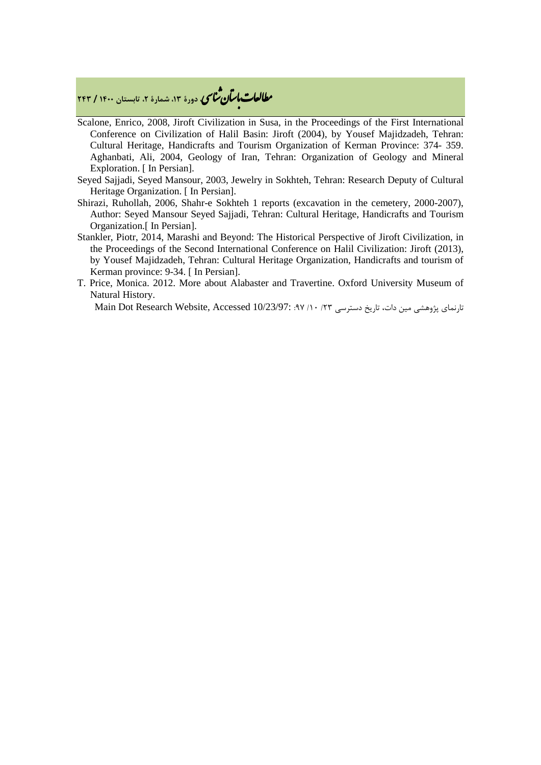Scalone, Enrico, 2008, Jiroft Civilization in Susa, in the Proceedings of the First International Conference on Civilization of Halil Basin: Jiroft (2004), by Yousef Majidzadeh, Tehran: Cultural Heritage, Handicrafts and Tourism Organization of Kerman Province: 374- 359. Aghanbati, Ali, 2004, Geology of Iran, Tehran: Organization of Geology and Mineral Exploration. [ In Persian].

Seyed Sajjadi, Seyed Mansour, 2003, Jewelry in Sokhteh, Tehran: Research Deputy of Cultural Heritage Organization. [ In Persian].

Shirazi, Ruhollah, 2006, Shahr-e Sokhteh 1 reports (excavation in the cemetery, 2000-2007), Author: Seyed Mansour Seyed Sajjadi, Tehran: Cultural Heritage, Handicrafts and Tourism Organization.[ In Persian].

Stankler, Piotr, 2014, Marashi and Beyond: The Historical Perspective of Jiroft Civilization, in the Proceedings of the Second International Conference on Halil Civilization: Jiroft (2013), by Yousef Majidzadeh, Tehran: Cultural Heritage Organization, Handicrafts and tourism of Kerman province: 9-34. [ In Persian].

T. Price, Monica. 2012. More about Alabaster and Travertine. Oxford University Museum of Natural History.

تارنمای پژوهشی مین دات، تاریخ دسترسی ۲۳/ ۱۰/ ۹۷: Main Dot Research Website, Accessed 10/23/97: